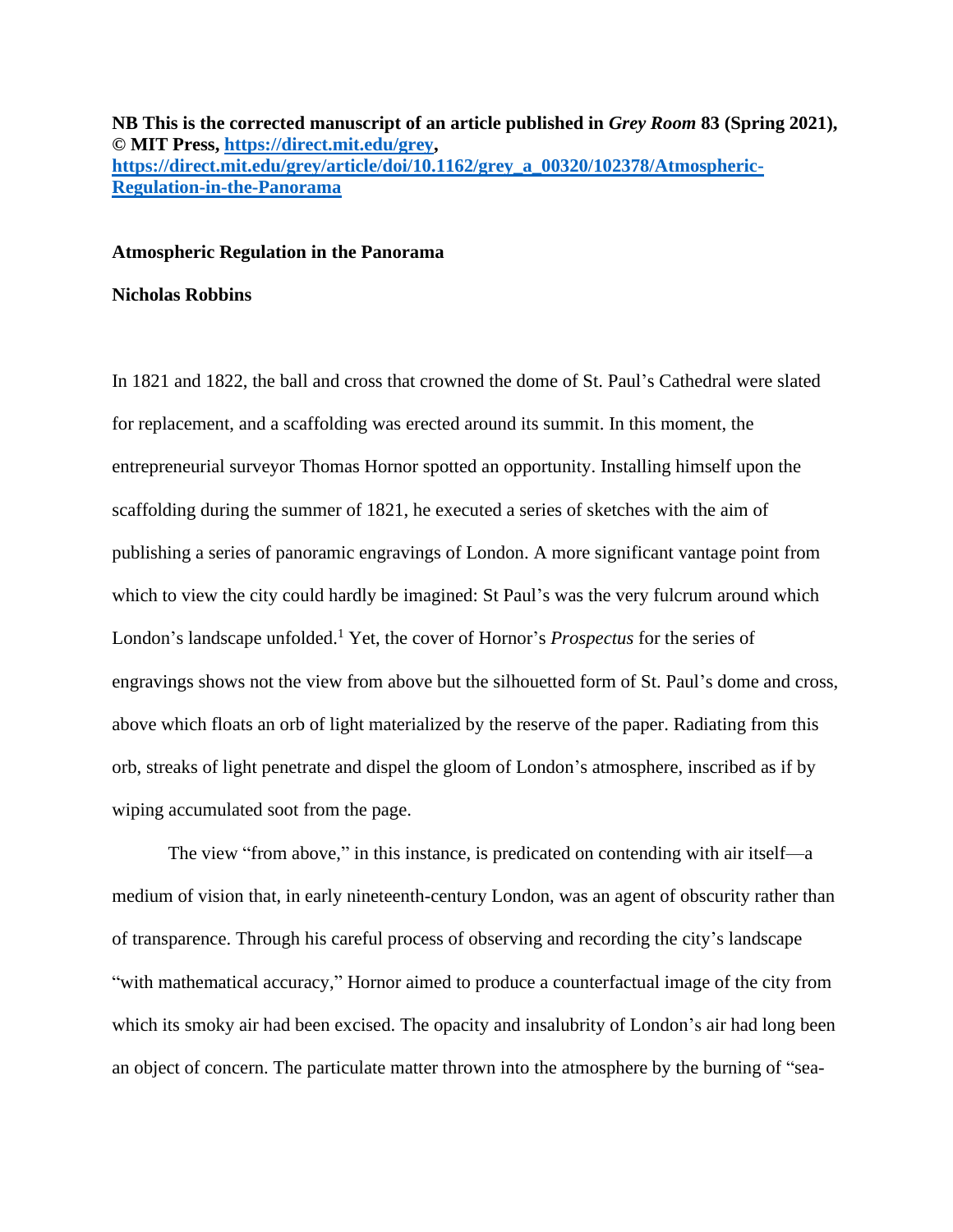**NB This is the corrected manuscript of an article published in *Grey Room* 83 (Spring 2021), © MIT Press, [https://direct.mit.edu/grey](https://direct.mit.edu/grey), [https://direct.mit.edu/grey/article/doi/10.1162/grey_a_00320/102378/Atmospheric-Regulation-in-the-Panorama](https://direct.mit.edu/grey/article/doi/10.1162/grey_a_00320/102378/Atmospheric-Regulation-in-the-Panorama)**

# Atmospheric Regulation in the Panorama

**Nicholas Robbins**

In 1821 and 1822, the ball and cross that crowned the dome of St. Paul's Cathedral were slated for replacement, and a scaffolding was erected around its summit. In this moment, the entrepreneurial surveyor Thomas Hornor spotted an opportunity. Installing himself upon the scaffolding during the summer of 1821, he executed a series of sketches with the aim of publishing a series of panoramic engravings of London. A more significant vantage point from which to view the city could hardly be imagined: St Paul's was the very fulcrum around which London's landscape unfolded.[1] Yet, the cover of Hornor's *Prospectus* for the series of engravings shows not the view from above but the silhouetted form of St. Paul's dome and cross, above which floats an orb of light materialized by the reserve of the paper. Radiating from this orb, streaks of light penetrate and dispel the gloom of London's atmosphere, inscribed as if by wiping accumulated soot from the page.

The view "from above," in this instance, is predicated on contending with air itself—a medium of vision that, in early nineteenth-century London, was an agent of obscurity rather than of transparence. Through his careful process of observing and recording the city's landscape "with mathematical accuracy," Hornor aimed to produce a counterfactual image of the city from which its smoky air had been excised. The opacity and insalubrity of London's air had long been an object of concern. The particulate matter thrown into the atmosphere by the burning of "sea-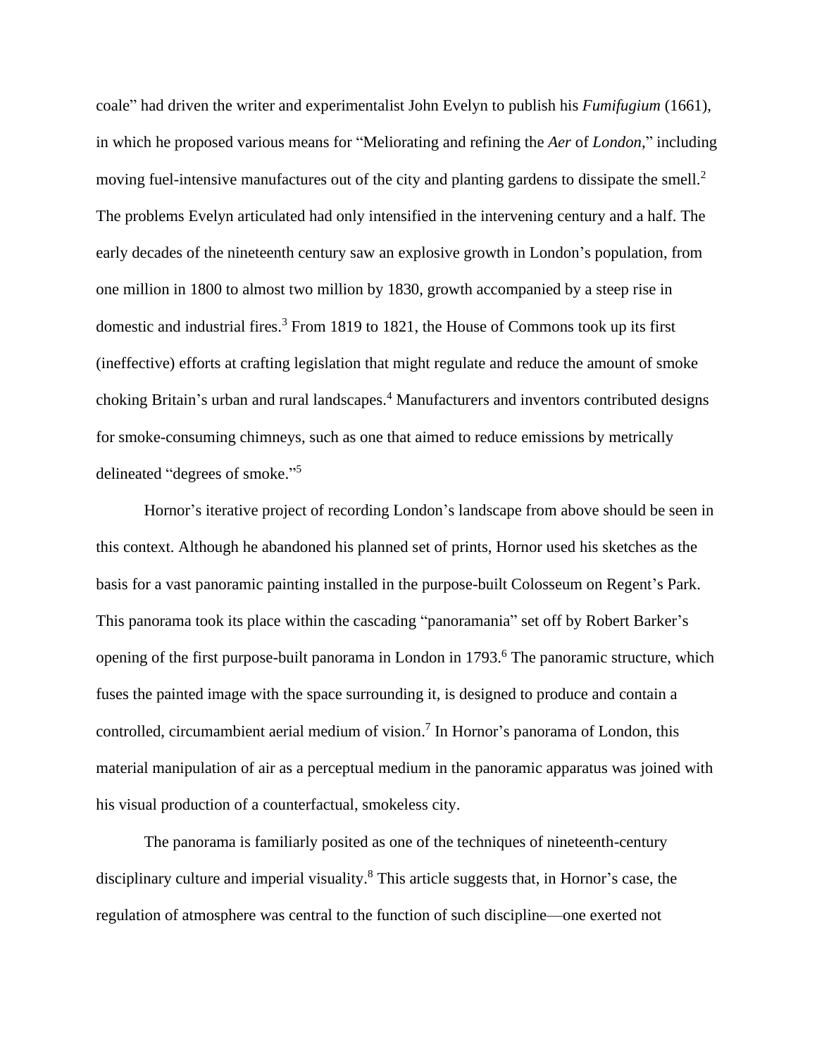coale" had driven the writer and experimentalist John Evelyn to publish his *Fumifugium* (1661), in which he proposed various means for "Meliorating and refining the *Aer* of *London*," including moving fuel-intensive manufactures out of the city and planting gardens to dissipate the smell.[2] The problems Evelyn articulated had only intensified in the intervening century and a half. The early decades of the nineteenth century saw an explosive growth in London's population, from one million in 1800 to almost two million by 1830, growth accompanied by a steep rise in domestic and industrial fires.[3] From 1819 to 1821, the House of Commons took up its first (ineffective) efforts at crafting legislation that might regulate and reduce the amount of smoke choking Britain's urban and rural landscapes.[4] Manufacturers and inventors contributed designs for smoke-consuming chimneys, such as one that aimed to reduce emissions by metrically delineated "degrees of smoke."[5]

Hornor's iterative project of recording London's landscape from above should be seen in this context. Although he abandoned his planned set of prints, Hornor used his sketches as the basis for a vast panoramic painting installed in the purpose-built Colosseum on Regent's Park. This panorama took its place within the cascading "panoramania" set off by Robert Barker's opening of the first purpose-built panorama in London in 1793.[6] The panoramic structure, which fuses the painted image with the space surrounding it, is designed to produce and contain a controlled, circumambient aerial medium of vision.[7] In Hornor's panorama of London, this material manipulation of air as a perceptual medium in the panoramic apparatus was joined with his visual production of a counterfactual, smokeless city.

The panorama is familiarly posited as one of the techniques of nineteenth-century disciplinary culture and imperial visuality.[8] This article suggests that, in Hornor's case, the regulation of atmosphere was central to the function of such discipline—one exerted not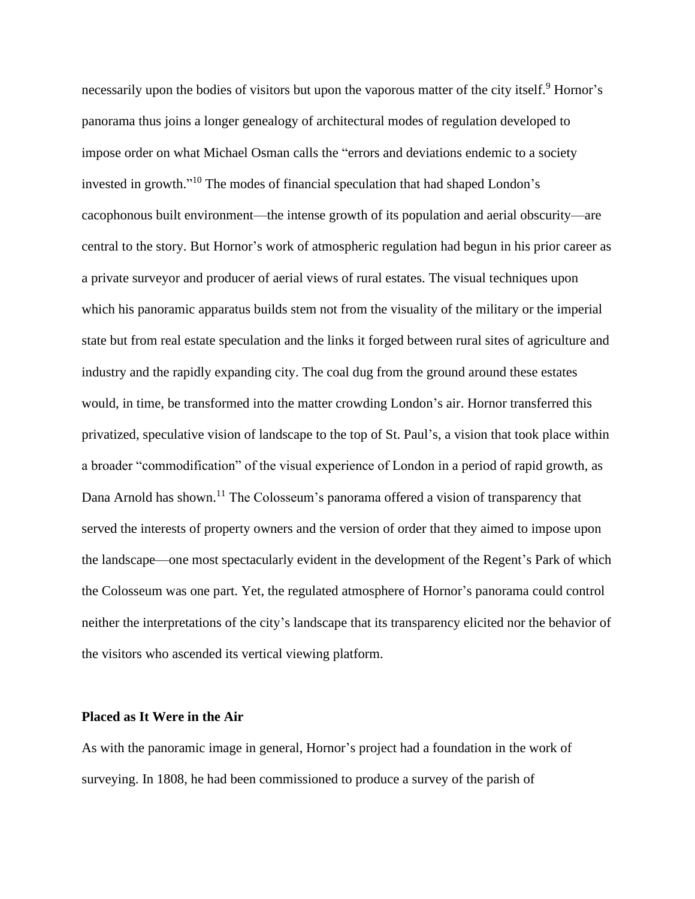necessarily upon the bodies of visitors but upon the vaporous matter of the city itself.[9] Hornor's panorama thus joins a longer genealogy of architectural modes of regulation developed to impose order on what Michael Osman calls the "errors and deviations endemic to a society invested in growth."[10] The modes of financial speculation that had shaped London's cacophonous built environment—the intense growth of its population and aerial obscurity—are central to the story. But Hornor's work of atmospheric regulation had begun in his prior career as a private surveyor and producer of aerial views of rural estates. The visual techniques upon which his panoramic apparatus builds stem not from the visuality of the military or the imperial state but from real estate speculation and the links it forged between rural sites of agriculture and industry and the rapidly expanding city. The coal dug from the ground around these estates would, in time, be transformed into the matter crowding London's air. Hornor transferred this privatized, speculative vision of landscape to the top of St. Paul's, a vision that took place within a broader "commodification" of the visual experience of London in a period of rapid growth, as Dana Arnold has shown.[11] The Colosseum's panorama offered a vision of transparency that served the interests of property owners and the version of order that they aimed to impose upon the landscape—one most spectacularly evident in the development of the Regent's Park of which the Colosseum was one part. Yet, the regulated atmosphere of Hornor's panorama could control neither the interpretations of the city's landscape that its transparency elicited nor the behavior of the visitors who ascended its vertical viewing platform.

## Placed as It Were in the Air

As with the panoramic image in general, Hornor's project had a foundation in the work of surveying. In 1808, he had been commissioned to produce a survey of the parish of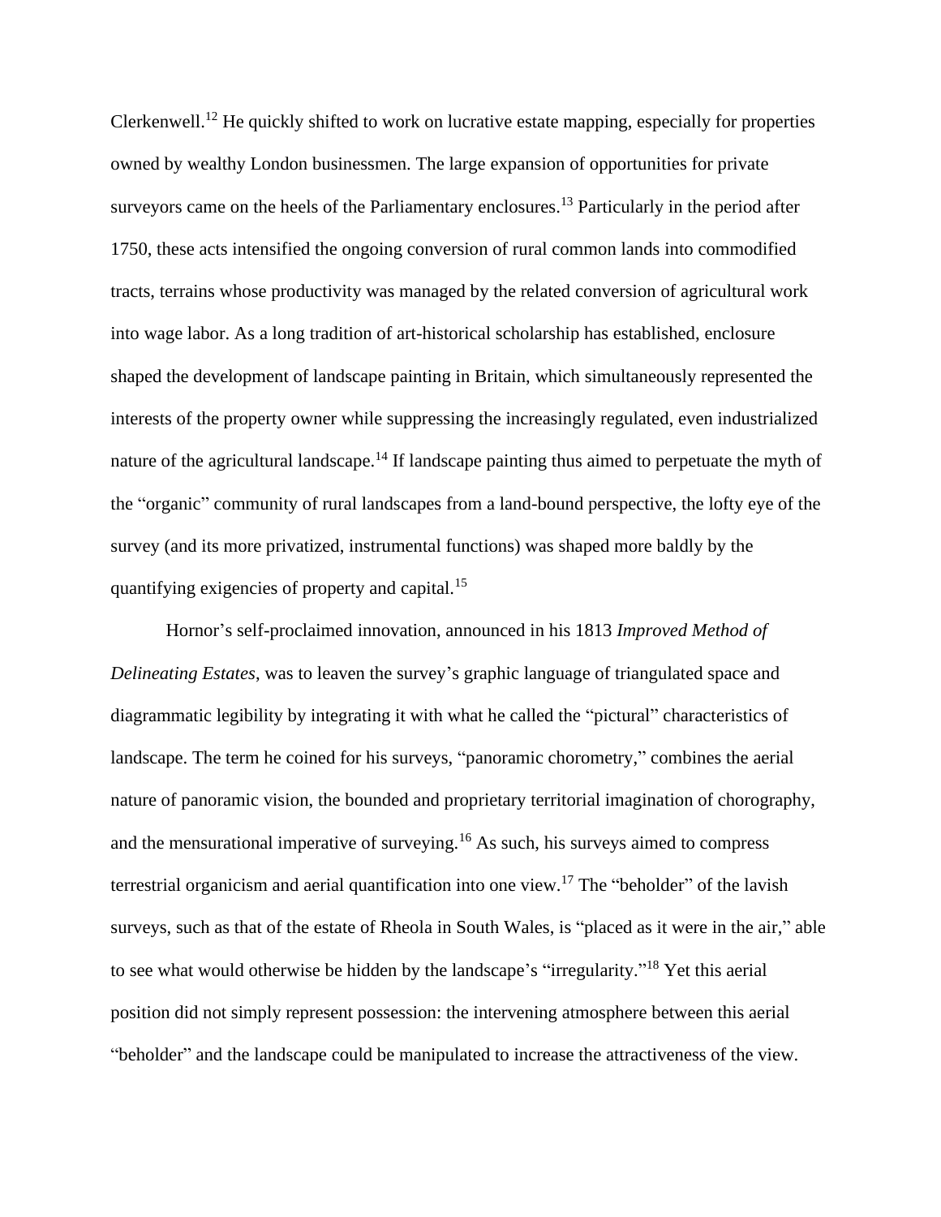Clerkenwell.[12] He quickly shifted to work on lucrative estate mapping, especially for properties owned by wealthy London businessmen. The large expansion of opportunities for private surveyors came on the heels of the Parliamentary enclosures.[13] Particularly in the period after 1750, these acts intensified the ongoing conversion of rural common lands into commodified tracts, terrains whose productivity was managed by the related conversion of agricultural work into wage labor. As a long tradition of art-historical scholarship has established, enclosure shaped the development of landscape painting in Britain, which simultaneously represented the interests of the property owner while suppressing the increasingly regulated, even industrialized nature of the agricultural landscape.[14] If landscape painting thus aimed to perpetuate the myth of the "organic" community of rural landscapes from a land-bound perspective, the lofty eye of the survey (and its more privatized, instrumental functions) was shaped more baldly by the quantifying exigencies of property and capital.[15]

Hornor's self-proclaimed innovation, announced in his 1813 *Improved Method of Delineating Estates*, was to leaven the survey's graphic language of triangulated space and diagrammatic legibility by integrating it with what he called the "pictural" characteristics of landscape. The term he coined for his surveys, "panoramic chorometry," combines the aerial nature of panoramic vision, the bounded and proprietary territorial imagination of chorography, and the mensurational imperative of surveying.[16] As such, his surveys aimed to compress terrestrial organicism and aerial quantification into one view.[17] The "beholder" of the lavish surveys, such as that of the estate of Rheola in South Wales, is "placed as it were in the air," able to see what would otherwise be hidden by the landscape's "irregularity."[18] Yet this aerial position did not simply represent possession: the intervening atmosphere between this aerial "beholder" and the landscape could be manipulated to increase the attractiveness of the view.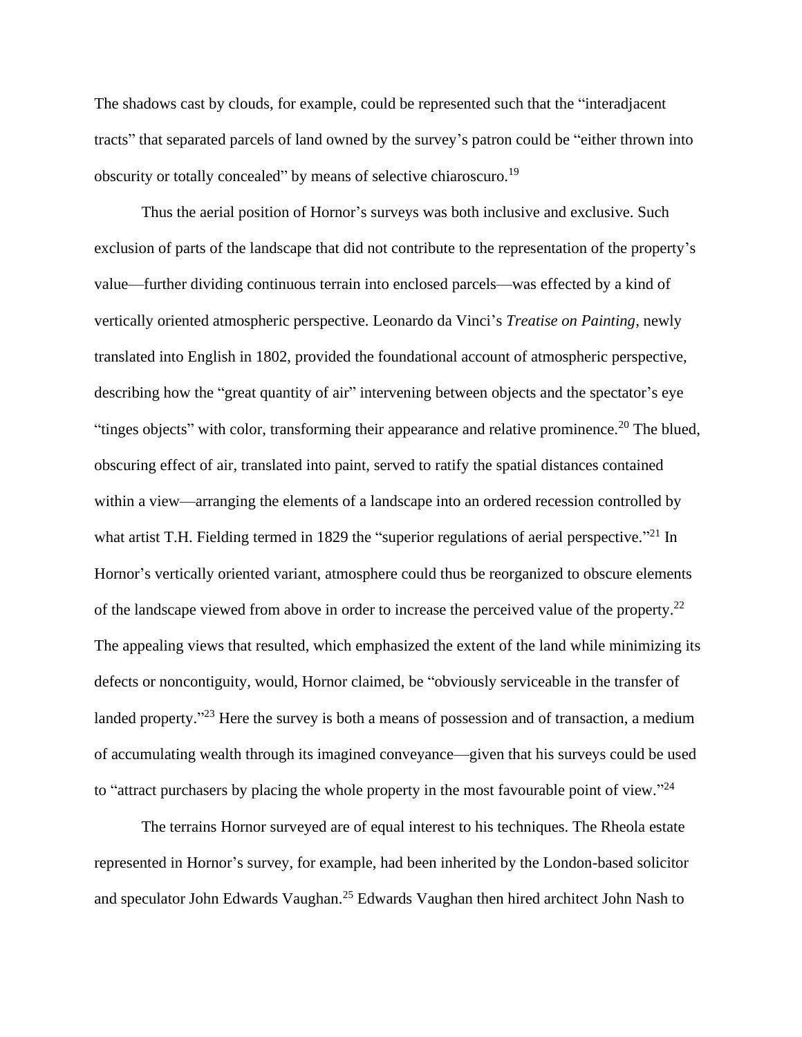The shadows cast by clouds, for example, could be represented such that the "interadjacent tracts" that separated parcels of land owned by the survey's patron could be "either thrown into obscurity or totally concealed" by means of selective chiaroscuro.[19]

Thus the aerial position of Hornor's surveys was both inclusive and exclusive. Such exclusion of parts of the landscape that did not contribute to the representation of the property's value—further dividing continuous terrain into enclosed parcels—was effected by a kind of vertically oriented atmospheric perspective. Leonardo da Vinci's *Treatise on Painting*, newly translated into English in 1802, provided the foundational account of atmospheric perspective, describing how the "great quantity of air" intervening between objects and the spectator's eye "tinges objects" with color, transforming their appearance and relative prominence.[20] The blued, obscuring effect of air, translated into paint, served to ratify the spatial distances contained within a view—arranging the elements of a landscape into an ordered recession controlled by what artist T.H. Fielding termed in 1829 the "superior regulations of aerial perspective."[21] In Hornor's vertically oriented variant, atmosphere could thus be reorganized to obscure elements of the landscape viewed from above in order to increase the perceived value of the property.[22] The appealing views that resulted, which emphasized the extent of the land while minimizing its defects or noncontiguity, would, Hornor claimed, be "obviously serviceable in the transfer of landed property."[23] Here the survey is both a means of possession and of transaction, a medium of accumulating wealth through its imagined conveyance—given that his surveys could be used to "attract purchasers by placing the whole property in the most favourable point of view."[24]

The terrains Hornor surveyed are of equal interest to his techniques. The Rheola estate represented in Hornor's survey, for example, had been inherited by the London-based solicitor and speculator John Edwards Vaughan.[25] Edwards Vaughan then hired architect John Nash to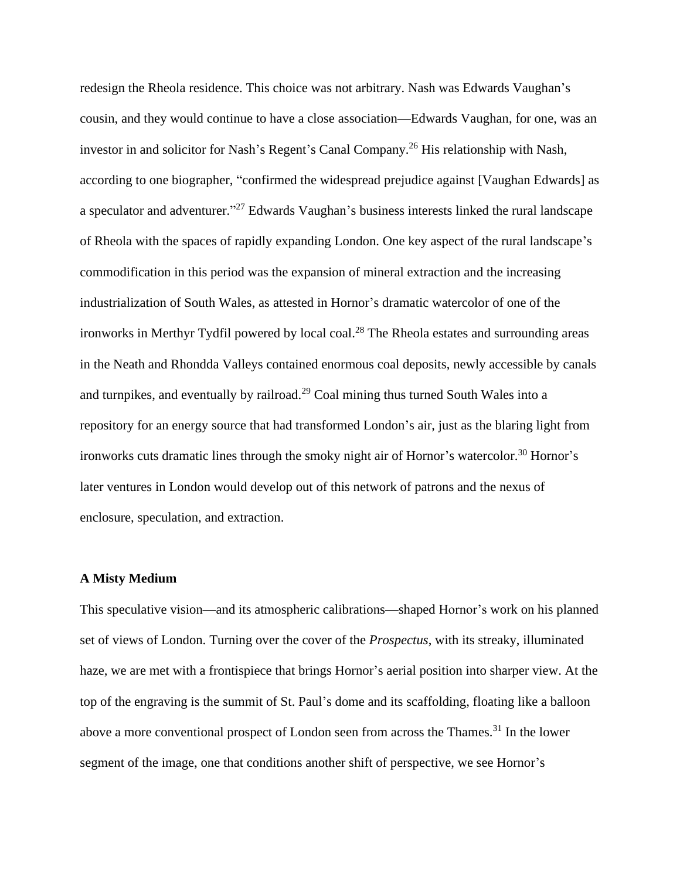redesign the Rheola residence. This choice was not arbitrary. Nash was Edwards Vaughan's cousin, and they would continue to have a close association—Edwards Vaughan, for one, was an investor in and solicitor for Nash's Regent's Canal Company.[26] His relationship with Nash, according to one biographer, "confirmed the widespread prejudice against [Vaughan Edwards] as a speculator and adventurer."[27] Edwards Vaughan's business interests linked the rural landscape of Rheola with the spaces of rapidly expanding London. One key aspect of the rural landscape's commodification in this period was the expansion of mineral extraction and the increasing industrialization of South Wales, as attested in Hornor's dramatic watercolor of one of the ironworks in Merthyr Tydfil powered by local coal.[28] The Rheola estates and surrounding areas in the Neath and Rhondda Valleys contained enormous coal deposits, newly accessible by canals and turnpikes, and eventually by railroad.[29] Coal mining thus turned South Wales into a repository for an energy source that had transformed London's air, just as the blaring light from ironworks cuts dramatic lines through the smoky night air of Hornor's watercolor.[30] Hornor's later ventures in London would develop out of this network of patrons and the nexus of enclosure, speculation, and extraction.

### A Misty Medium

This speculative vision—and its atmospheric calibrations—shaped Hornor's work on his planned set of views of London. Turning over the cover of the *Prospectus*, with its streaky, illuminated haze, we are met with a frontispiece that brings Hornor's aerial position into sharper view. At the top of the engraving is the summit of St. Paul's dome and its scaffolding, floating like a balloon above a more conventional prospect of London seen from across the Thames.[31] In the lower segment of the image, one that conditions another shift of perspective, we see Hornor's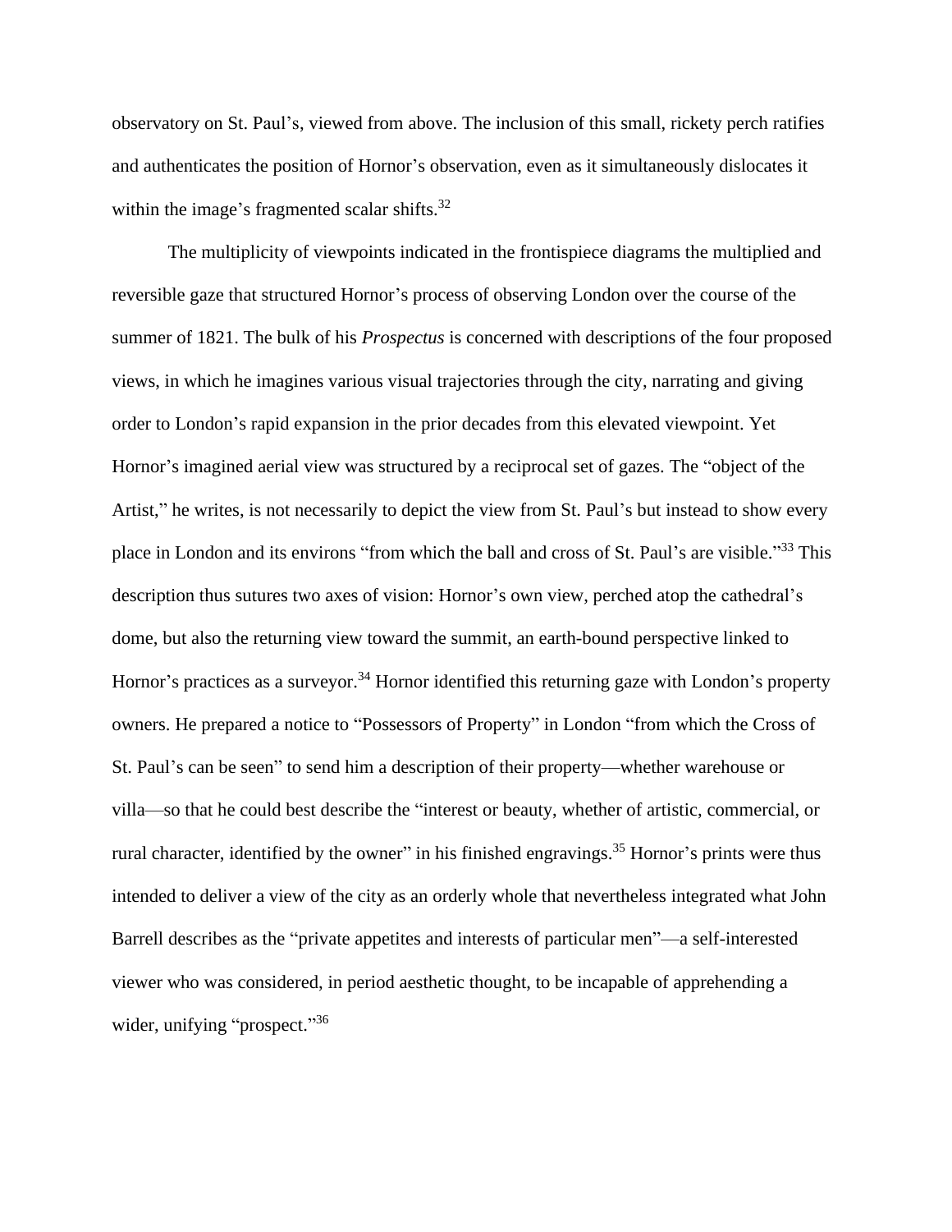observatory on St. Paul's, viewed from above. The inclusion of this small, rickety perch ratifies and authenticates the position of Hornor's observation, even as it simultaneously dislocates it within the image's fragmented scalar shifts.[32]

The multiplicity of viewpoints indicated in the frontispiece diagrams the multiplied and reversible gaze that structured Hornor's process of observing London over the course of the summer of 1821. The bulk of his *Prospectus* is concerned with descriptions of the four proposed views, in which he imagines various visual trajectories through the city, narrating and giving order to London's rapid expansion in the prior decades from this elevated viewpoint. Yet Hornor's imagined aerial view was structured by a reciprocal set of gazes. The "object of the Artist," he writes, is not necessarily to depict the view from St. Paul's but instead to show every place in London and its environs "from which the ball and cross of St. Paul's are visible."[33] This description thus sutures two axes of vision: Hornor's own view, perched atop the cathedral's dome, but also the returning view toward the summit, an earth-bound perspective linked to Hornor's practices as a surveyor.[34] Hornor identified this returning gaze with London's property owners. He prepared a notice to "Possessors of Property" in London "from which the Cross of St. Paul's can be seen" to send him a description of their property—whether warehouse or villa—so that he could best describe the "interest or beauty, whether of artistic, commercial, or rural character, identified by the owner" in his finished engravings.[35] Hornor's prints were thus intended to deliver a view of the city as an orderly whole that nevertheless integrated what John Barrell describes as the "private appetites and interests of particular men"—a self-interested viewer who was considered, in period aesthetic thought, to be incapable of apprehending a wider, unifying "prospect."[36]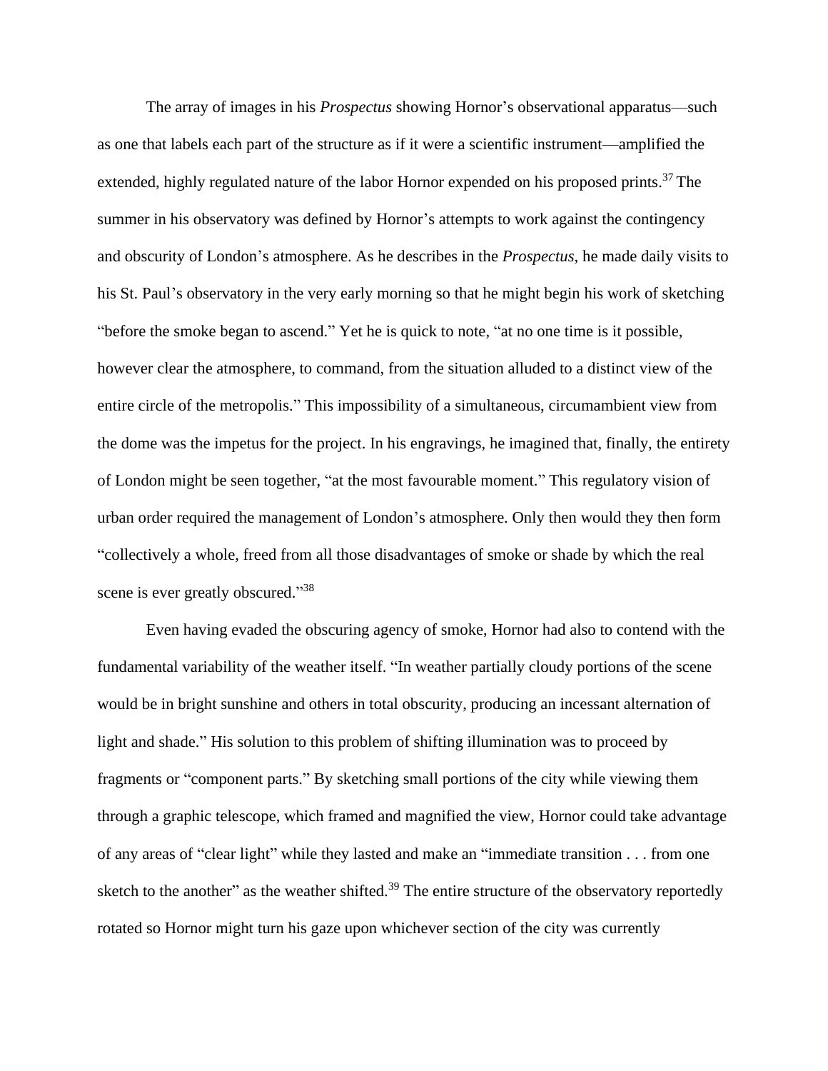The array of images in his *Prospectus* showing Hornor's observational apparatus—such as one that labels each part of the structure as if it were a scientific instrument—amplified the extended, highly regulated nature of the labor Hornor expended on his proposed prints.[37] The summer in his observatory was defined by Hornor's attempts to work against the contingency and obscurity of London's atmosphere. As he describes in the *Prospectus*, he made daily visits to his St. Paul's observatory in the very early morning so that he might begin his work of sketching "before the smoke began to ascend." Yet he is quick to note, "at no one time is it possible, however clear the atmosphere, to command, from the situation alluded to a distinct view of the entire circle of the metropolis." This impossibility of a simultaneous, circumambient view from the dome was the impetus for the project. In his engravings, he imagined that, finally, the entirety of London might be seen together, "at the most favourable moment." This regulatory vision of urban order required the management of London's atmosphere. Only then would they then form "collectively a whole, freed from all those disadvantages of smoke or shade by which the real scene is ever greatly obscured."[38]

Even having evaded the obscuring agency of smoke, Hornor had also to contend with the fundamental variability of the weather itself. "In weather partially cloudy portions of the scene would be in bright sunshine and others in total obscurity, producing an incessant alternation of light and shade." His solution to this problem of shifting illumination was to proceed by fragments or "component parts." By sketching small portions of the city while viewing them through a graphic telescope, which framed and magnified the view, Hornor could take advantage of any areas of "clear light" while they lasted and make an "immediate transition . . . from one sketch to the another" as the weather shifted.[39] The entire structure of the observatory reportedly rotated so Hornor might turn his gaze upon whichever section of the city was currently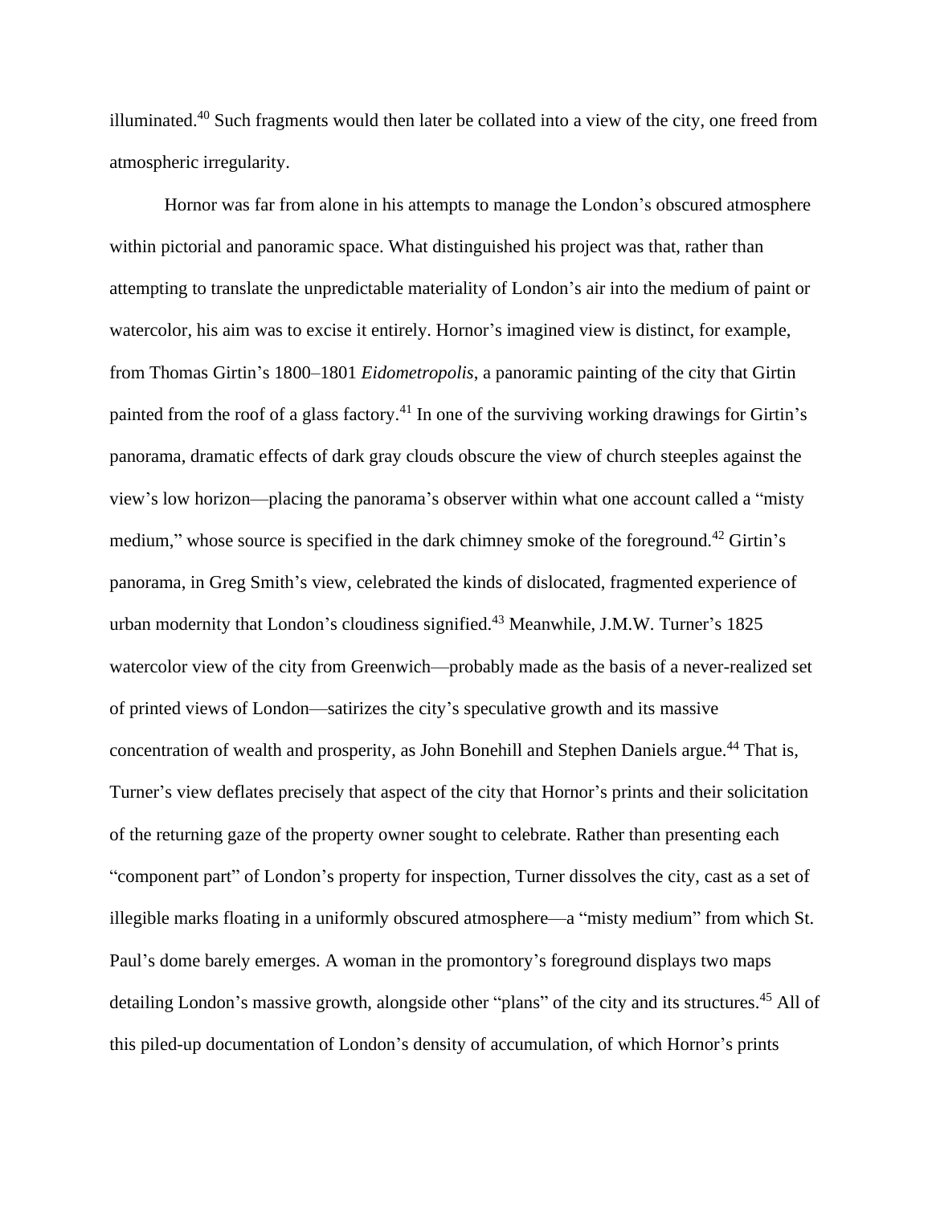illuminated.[40] Such fragments would then later be collated into a view of the city, one freed from atmospheric irregularity.

Hornor was far from alone in his attempts to manage the London's obscured atmosphere within pictorial and panoramic space. What distinguished his project was that, rather than attempting to translate the unpredictable materiality of London's air into the medium of paint or watercolor, his aim was to excise it entirely. Hornor's imagined view is distinct, for example, from Thomas Girtin's 1800–1801 *Eidometropolis*, a panoramic painting of the city that Girtin painted from the roof of a glass factory.[41] In one of the surviving working drawings for Girtin's panorama, dramatic effects of dark gray clouds obscure the view of church steeples against the view's low horizon—placing the panorama's observer within what one account called a "misty medium," whose source is specified in the dark chimney smoke of the foreground.[42] Girtin's panorama, in Greg Smith's view, celebrated the kinds of dislocated, fragmented experience of urban modernity that London's cloudiness signified.[43] Meanwhile, J.M.W. Turner's 1825 watercolor view of the city from Greenwich—probably made as the basis of a never-realized set of printed views of London—satirizes the city's speculative growth and its massive concentration of wealth and prosperity, as John Bonehill and Stephen Daniels argue.[44] That is, Turner's view deflates precisely that aspect of the city that Hornor's prints and their solicitation of the returning gaze of the property owner sought to celebrate. Rather than presenting each "component part" of London's property for inspection, Turner dissolves the city, cast as a set of illegible marks floating in a uniformly obscured atmosphere—a "misty medium" from which St. Paul's dome barely emerges. A woman in the promontory's foreground displays two maps detailing London's massive growth, alongside other "plans" of the city and its structures.[45] All of this piled-up documentation of London's density of accumulation, of which Hornor's prints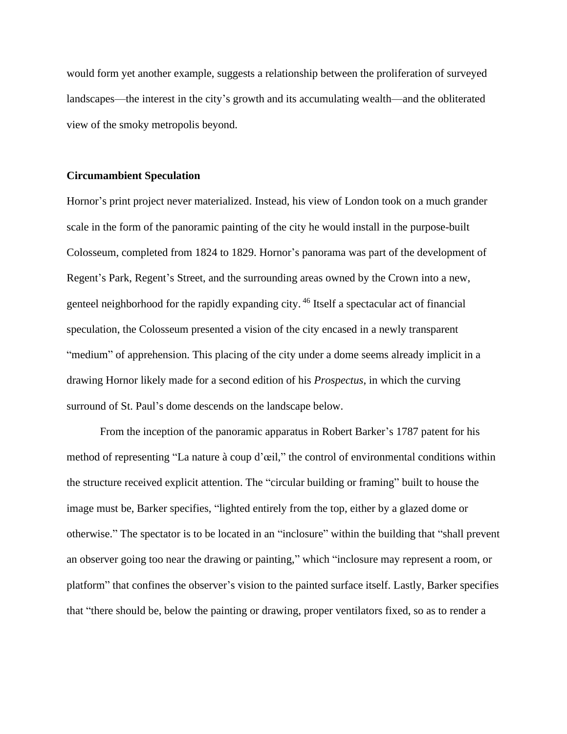would form yet another example, suggests a relationship between the proliferation of surveyed landscapes—the interest in the city's growth and its accumulating wealth—and the obliterated view of the smoky metropolis beyond.

**Circumambient Speculation**

Hornor's print project never materialized. Instead, his view of London took on a much grander scale in the form of the panoramic painting of the city he would install in the purpose-built Colosseum, completed from 1824 to 1829. Hornor's panorama was part of the development of Regent's Park, Regent's Street, and the surrounding areas owned by the Crown into a new, genteel neighborhood for the rapidly expanding city.[46] Itself a spectacular act of financial speculation, the Colosseum presented a vision of the city encased in a newly transparent "medium" of apprehension. This placing of the city under a dome seems already implicit in a drawing Hornor likely made for a second edition of his *Prospectus*, in which the curving surround of St. Paul's dome descends on the landscape below.

From the inception of the panoramic apparatus in Robert Barker's 1787 patent for his method of representing "La nature à coup d'œil," the control of environmental conditions within the structure received explicit attention. The "circular building or framing" built to house the image must be, Barker specifies, "lighted entirely from the top, either by a glazed dome or otherwise." The spectator is to be located in an "inclosure" within the building that "shall prevent an observer going too near the drawing or painting," which "inclosure may represent a room, or platform" that confines the observer's vision to the painted surface itself. Lastly, Barker specifies that "there should be, below the painting or drawing, proper ventilators fixed, so as to render a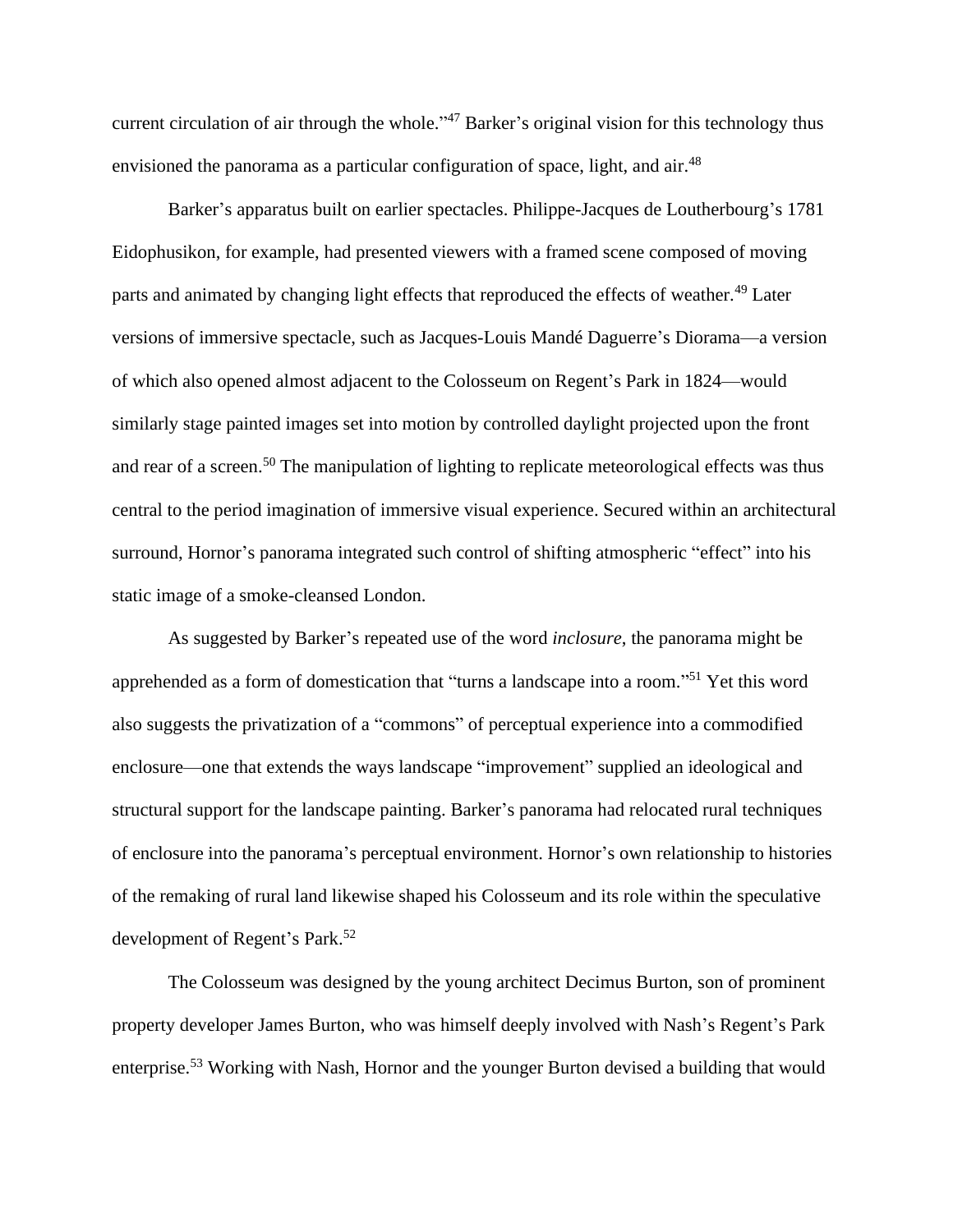current circulation of air through the whole."[47] Barker's original vision for this technology thus envisioned the panorama as a particular configuration of space, light, and air.[48]

Barker's apparatus built on earlier spectacles. Philippe-Jacques de Loutherbourg's 1781 Eidophusikon, for example, had presented viewers with a framed scene composed of moving parts and animated by changing light effects that reproduced the effects of weather.[49] Later versions of immersive spectacle, such as Jacques-Louis Mandé Daguerre's Diorama—a version of which also opened almost adjacent to the Colosseum on Regent's Park in 1824—would similarly stage painted images set into motion by controlled daylight projected upon the front and rear of a screen.[50] The manipulation of lighting to replicate meteorological effects was thus central to the period imagination of immersive visual experience. Secured within an architectural surround, Hornor's panorama integrated such control of shifting atmospheric "effect" into his static image of a smoke-cleansed London.

As suggested by Barker's repeated use of the word *inclosure*, the panorama might be apprehended as a form of domestication that "turns a landscape into a room."[51] Yet this word also suggests the privatization of a "commons" of perceptual experience into a commodified enclosure—one that extends the ways landscape "improvement" supplied an ideological and structural support for the landscape painting. Barker's panorama had relocated rural techniques of enclosure into the panorama's perceptual environment. Hornor's own relationship to histories of the remaking of rural land likewise shaped his Colosseum and its role within the speculative development of Regent's Park.[52]

The Colosseum was designed by the young architect Decimus Burton, son of prominent property developer James Burton, who was himself deeply involved with Nash's Regent's Park enterprise.[53] Working with Nash, Hornor and the younger Burton devised a building that would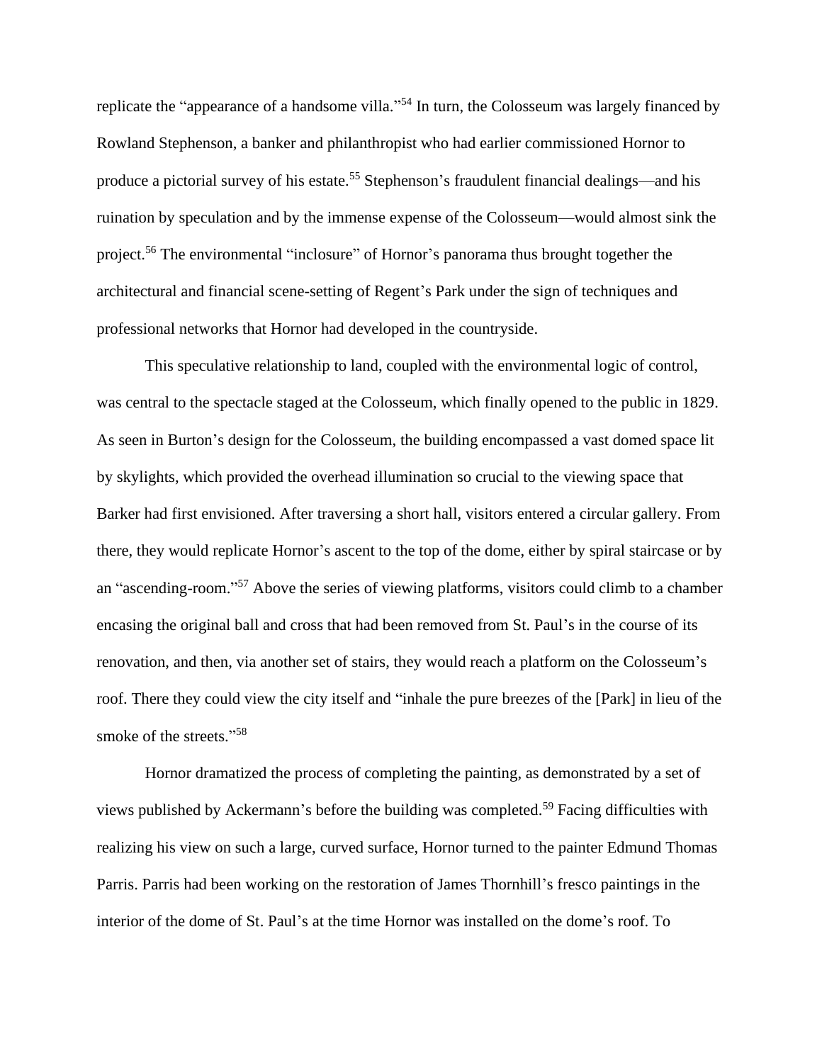replicate the "appearance of a handsome villa."[54] In turn, the Colosseum was largely financed by Rowland Stephenson, a banker and philanthropist who had earlier commissioned Hornor to produce a pictorial survey of his estate.[55] Stephenson's fraudulent financial dealings—and his ruination by speculation and by the immense expense of the Colosseum—would almost sink the project.[56] The environmental "inclosure" of Hornor's panorama thus brought together the architectural and financial scene-setting of Regent's Park under the sign of techniques and professional networks that Hornor had developed in the countryside.

This speculative relationship to land, coupled with the environmental logic of control, was central to the spectacle staged at the Colosseum, which finally opened to the public in 1829. As seen in Burton's design for the Colosseum, the building encompassed a vast domed space lit by skylights, which provided the overhead illumination so crucial to the viewing space that Barker had first envisioned. After traversing a short hall, visitors entered a circular gallery. From there, they would replicate Hornor's ascent to the top of the dome, either by spiral staircase or by an "ascending-room."[57] Above the series of viewing platforms, visitors could climb to a chamber encasing the original ball and cross that had been removed from St. Paul's in the course of its renovation, and then, via another set of stairs, they would reach a platform on the Colosseum's roof. There they could view the city itself and "inhale the pure breezes of the [Park] in lieu of the smoke of the streets."[58]

Hornor dramatized the process of completing the painting, as demonstrated by a set of views published by Ackermann's before the building was completed.[59] Facing difficulties with realizing his view on such a large, curved surface, Hornor turned to the painter Edmund Thomas Parris. Parris had been working on the restoration of James Thornhill's fresco paintings in the interior of the dome of St. Paul's at the time Hornor was installed on the dome's roof. To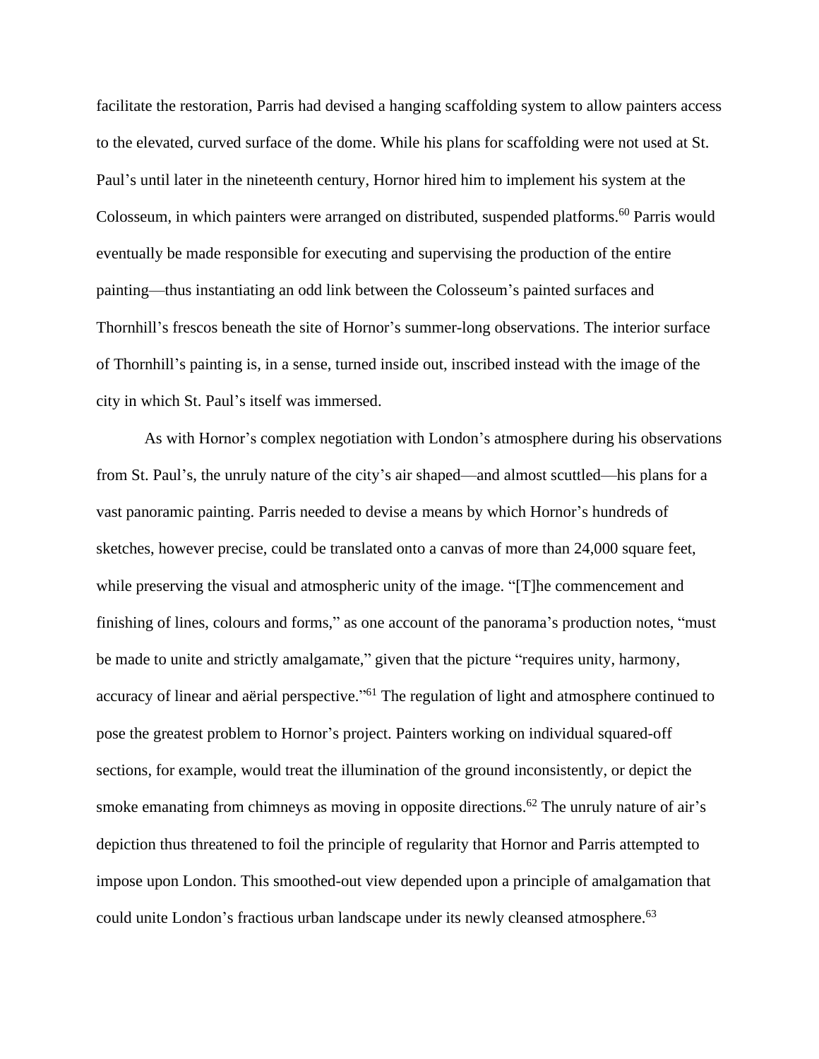facilitate the restoration, Parris had devised a hanging scaffolding system to allow painters access to the elevated, curved surface of the dome. While his plans for scaffolding were not used at St. Paul's until later in the nineteenth century, Hornor hired him to implement his system at the Colosseum, in which painters were arranged on distributed, suspended platforms.[60] Parris would eventually be made responsible for executing and supervising the production of the entire painting—thus instantiating an odd link between the Colosseum's painted surfaces and Thornhill's frescos beneath the site of Hornor's summer-long observations. The interior surface of Thornhill's painting is, in a sense, turned inside out, inscribed instead with the image of the city in which St. Paul's itself was immersed.

As with Hornor's complex negotiation with London's atmosphere during his observations from St. Paul's, the unruly nature of the city's air shaped—and almost scuttled—his plans for a vast panoramic painting. Parris needed to devise a means by which Hornor's hundreds of sketches, however precise, could be translated onto a canvas of more than 24,000 square feet, while preserving the visual and atmospheric unity of the image. "[T]he commencement and finishing of lines, colours and forms," as one account of the panorama's production notes, "must be made to unite and strictly amalgamate," given that the picture "requires unity, harmony, accuracy of linear and aërial perspective."[61] The regulation of light and atmosphere continued to pose the greatest problem to Hornor's project. Painters working on individual squared-off sections, for example, would treat the illumination of the ground inconsistently, or depict the smoke emanating from chimneys as moving in opposite directions.[62] The unruly nature of air's depiction thus threatened to foil the principle of regularity that Hornor and Parris attempted to impose upon London. This smoothed-out view depended upon a principle of amalgamation that could unite London's fractious urban landscape under its newly cleansed atmosphere.[63]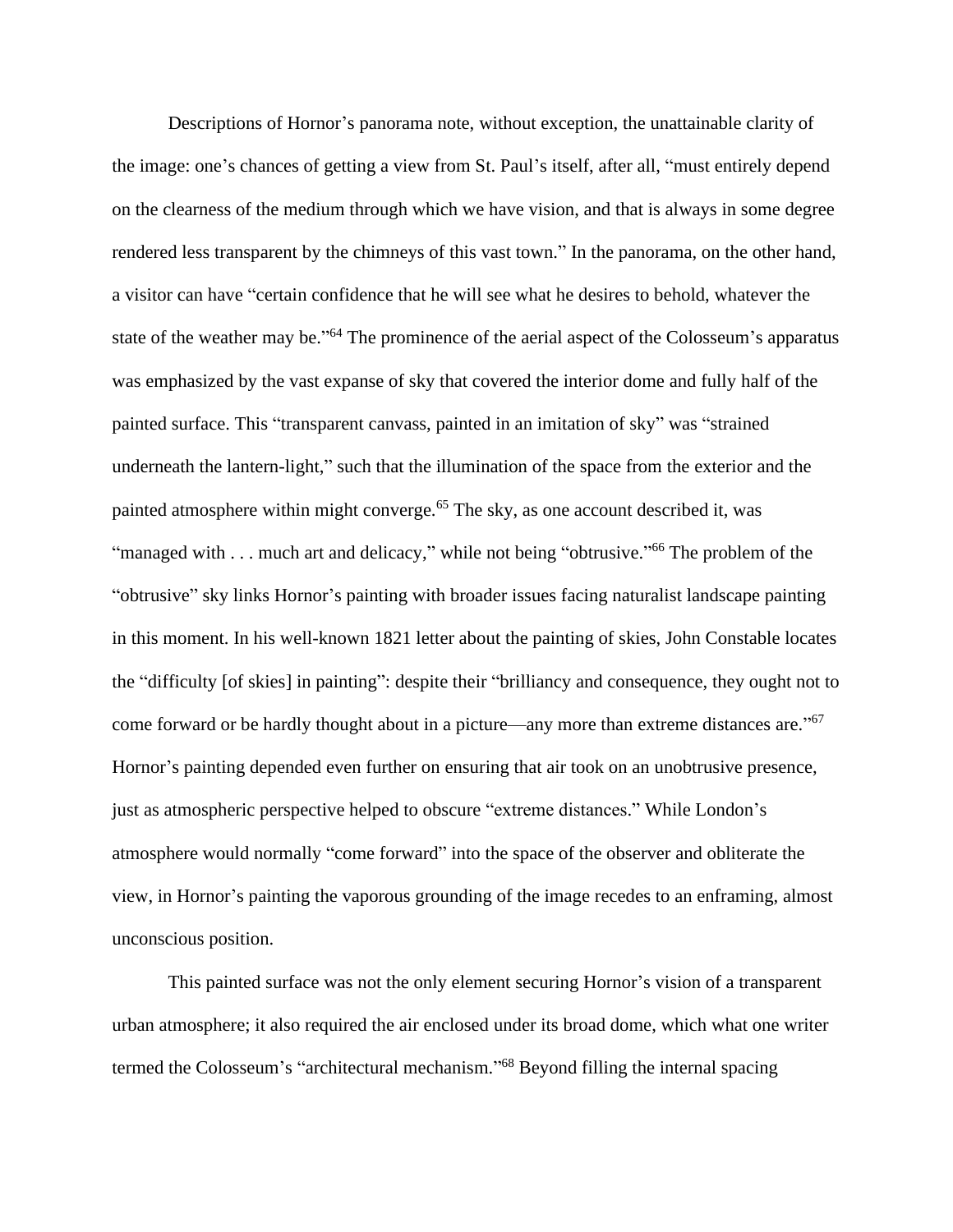Descriptions of Hornor's panorama note, without exception, the unattainable clarity of the image: one's chances of getting a view from St. Paul's itself, after all, "must entirely depend on the clearness of the medium through which we have vision, and that is always in some degree rendered less transparent by the chimneys of this vast town." In the panorama, on the other hand, a visitor can have "certain confidence that he will see what he desires to behold, whatever the state of the weather may be."[64] The prominence of the aerial aspect of the Colosseum's apparatus was emphasized by the vast expanse of sky that covered the interior dome and fully half of the painted surface. This "transparent canvass, painted in an imitation of sky" was "strained underneath the lantern-light," such that the illumination of the space from the exterior and the painted atmosphere within might converge.[65] The sky, as one account described it, was "managed with . . . much art and delicacy," while not being "obtrusive."[66] The problem of the "obtrusive" sky links Hornor's painting with broader issues facing naturalist landscape painting in this moment. In his well-known 1821 letter about the painting of skies, John Constable locates the "difficulty [of skies] in painting": despite their "brilliancy and consequence, they ought not to come forward or be hardly thought about in a picture—any more than extreme distances are."[67] Hornor's painting depended even further on ensuring that air took on an unobtrusive presence, just as atmospheric perspective helped to obscure "extreme distances." While London's atmosphere would normally "come forward" into the space of the observer and obliterate the view, in Hornor's painting the vaporous grounding of the image recedes to an enframing, almost unconscious position.

This painted surface was not the only element securing Hornor's vision of a transparent urban atmosphere; it also required the air enclosed under its broad dome, which what one writer termed the Colosseum's "architectural mechanism."[68] Beyond filling the internal spacing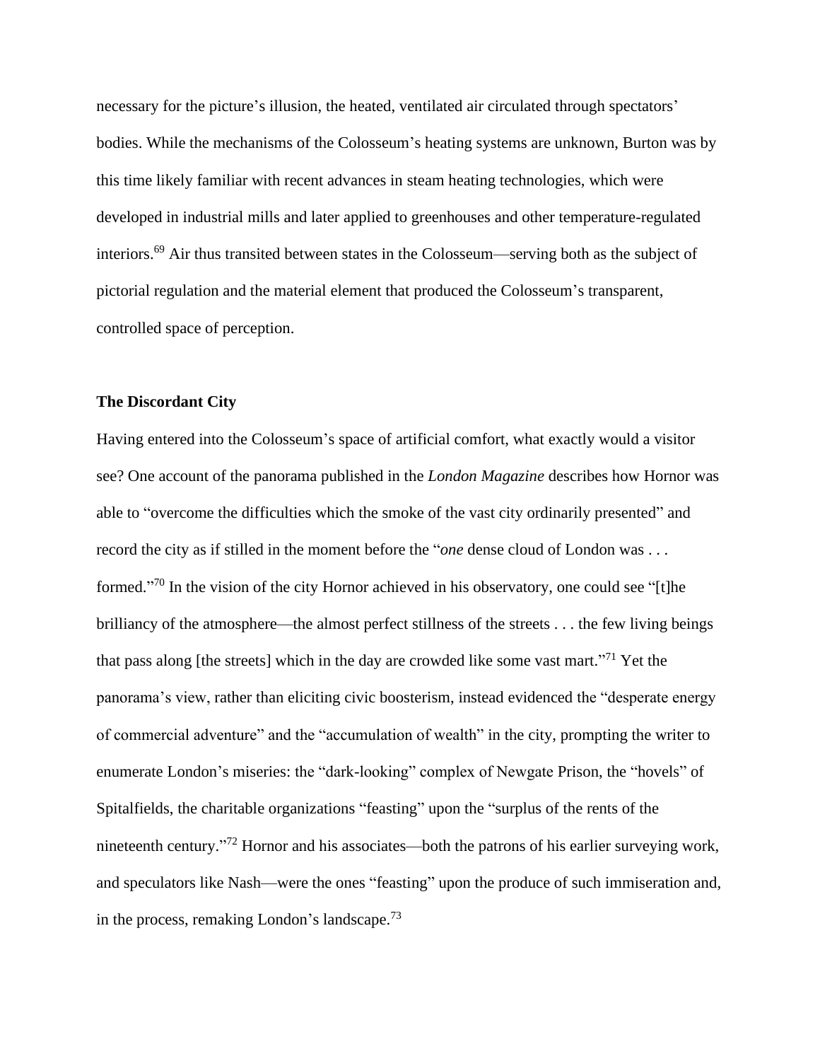necessary for the picture's illusion, the heated, ventilated air circulated through spectators' bodies. While the mechanisms of the Colosseum's heating systems are unknown, Burton was by this time likely familiar with recent advances in steam heating technologies, which were developed in industrial mills and later applied to greenhouses and other temperature-regulated interiors.[69] Air thus transited between states in the Colosseum—serving both as the subject of pictorial regulation and the material element that produced the Colosseum's transparent, controlled space of perception.

**The Discordant City**

Having entered into the Colosseum's space of artificial comfort, what exactly would a visitor see? One account of the panorama published in the *London Magazine* describes how Hornor was able to "overcome the difficulties which the smoke of the vast city ordinarily presented" and record the city as if stilled in the moment before the "*one* dense cloud of London was . . . formed."[70] In the vision of the city Hornor achieved in his observatory, one could see "[t]he brilliancy of the atmosphere—the almost perfect stillness of the streets . . . the few living beings that pass along [the streets] which in the day are crowded like some vast mart."[71] Yet the panorama's view, rather than eliciting civic boosterism, instead evidenced the "desperate energy of commercial adventure" and the "accumulation of wealth" in the city, prompting the writer to enumerate London's miseries: the "dark-looking" complex of Newgate Prison, the "hovels" of Spitalfields, the charitable organizations "feasting" upon the "surplus of the rents of the nineteenth century."[72] Hornor and his associates—both the patrons of his earlier surveying work, and speculators like Nash—were the ones "feasting" upon the produce of such immiseration and, in the process, remaking London's landscape.[73]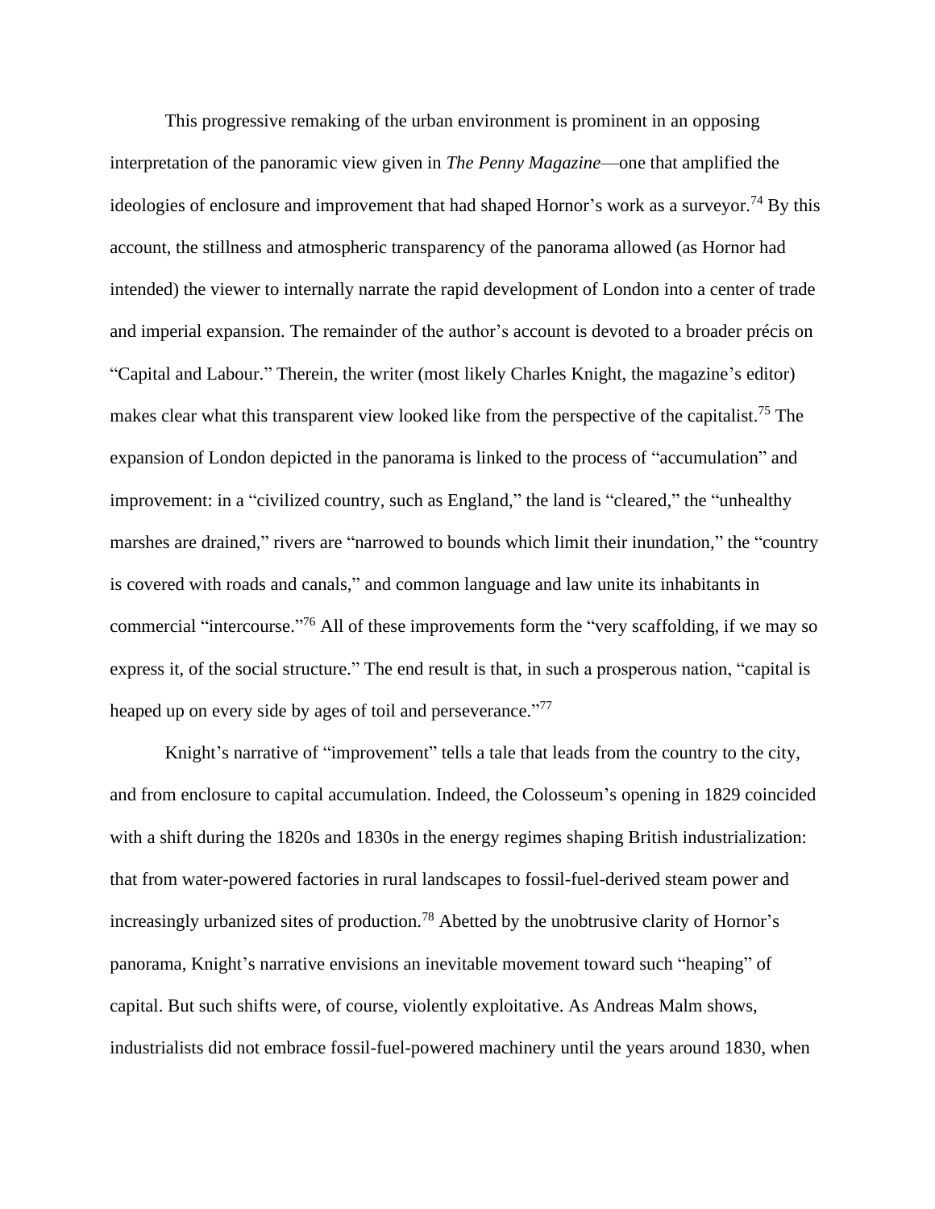This progressive remaking of the urban environment is prominent in an opposing interpretation of the panoramic view given in *The Penny Magazine*—one that amplified the ideologies of enclosure and improvement that had shaped Hornor's work as a surveyor.[74] By this account, the stillness and atmospheric transparency of the panorama allowed (as Hornor had intended) the viewer to internally narrate the rapid development of London into a center of trade and imperial expansion. The remainder of the author's account is devoted to a broader précis on "Capital and Labour." Therein, the writer (most likely Charles Knight, the magazine's editor) makes clear what this transparent view looked like from the perspective of the capitalist.[75] The expansion of London depicted in the panorama is linked to the process of "accumulation" and improvement: in a "civilized country, such as England," the land is "cleared," the "unhealthy marshes are drained," rivers are "narrowed to bounds which limit their inundation," the "country is covered with roads and canals," and common language and law unite its inhabitants in commercial "intercourse."[76] All of these improvements form the "very scaffolding, if we may so express it, of the social structure." The end result is that, in such a prosperous nation, "capital is heaped up on every side by ages of toil and perseverance."[77]

Knight's narrative of "improvement" tells a tale that leads from the country to the city, and from enclosure to capital accumulation. Indeed, the Colosseum's opening in 1829 coincided with a shift during the 1820s and 1830s in the energy regimes shaping British industrialization: that from water-powered factories in rural landscapes to fossil-fuel-derived steam power and increasingly urbanized sites of production.[78] Abetted by the unobtrusive clarity of Hornor's panorama, Knight's narrative envisions an inevitable movement toward such "heaping" of capital. But such shifts were, of course, violently exploitative. As Andreas Malm shows, industrialists did not embrace fossil-fuel-powered machinery until the years around 1830, when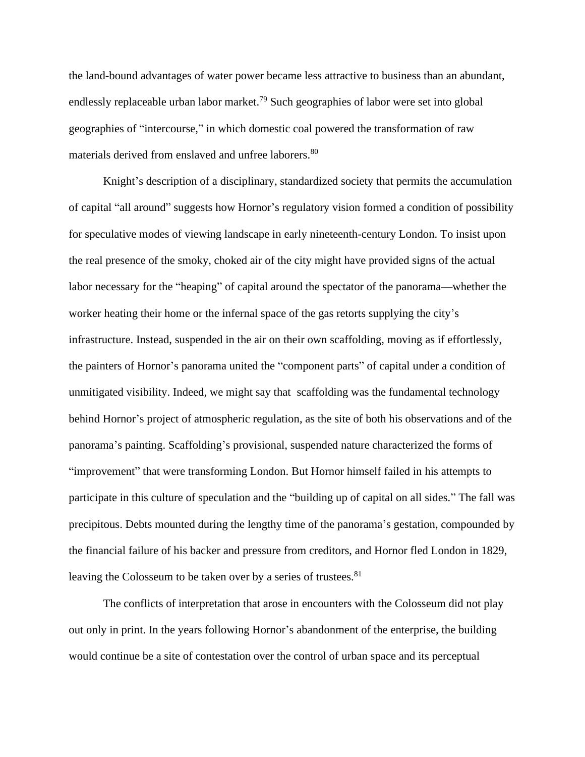the land-bound advantages of water power became less attractive to business than an abundant, endlessly replaceable urban labor market.[79] Such geographies of labor were set into global geographies of "intercourse," in which domestic coal powered the transformation of raw materials derived from enslaved and unfree laborers.[80]

Knight's description of a disciplinary, standardized society that permits the accumulation of capital "all around" suggests how Hornor's regulatory vision formed a condition of possibility for speculative modes of viewing landscape in early nineteenth-century London. To insist upon the real presence of the smoky, choked air of the city might have provided signs of the actual labor necessary for the "heaping" of capital around the spectator of the panorama—whether the worker heating their home or the infernal space of the gas retorts supplying the city's infrastructure. Instead, suspended in the air on their own scaffolding, moving as if effortlessly, the painters of Hornor's panorama united the "component parts" of capital under a condition of unmitigated visibility. Indeed, we might say that scaffolding was the fundamental technology behind Hornor's project of atmospheric regulation, as the site of both his observations and of the panorama's painting. Scaffolding's provisional, suspended nature characterized the forms of "improvement" that were transforming London. But Hornor himself failed in his attempts to participate in this culture of speculation and the "building up of capital on all sides." The fall was precipitous. Debts mounted during the lengthy time of the panorama's gestation, compounded by the financial failure of his backer and pressure from creditors, and Hornor fled London in 1829, leaving the Colosseum to be taken over by a series of trustees.[81]

The conflicts of interpretation that arose in encounters with the Colosseum did not play out only in print. In the years following Hornor's abandonment of the enterprise, the building would continue be a site of contestation over the control of urban space and its perceptual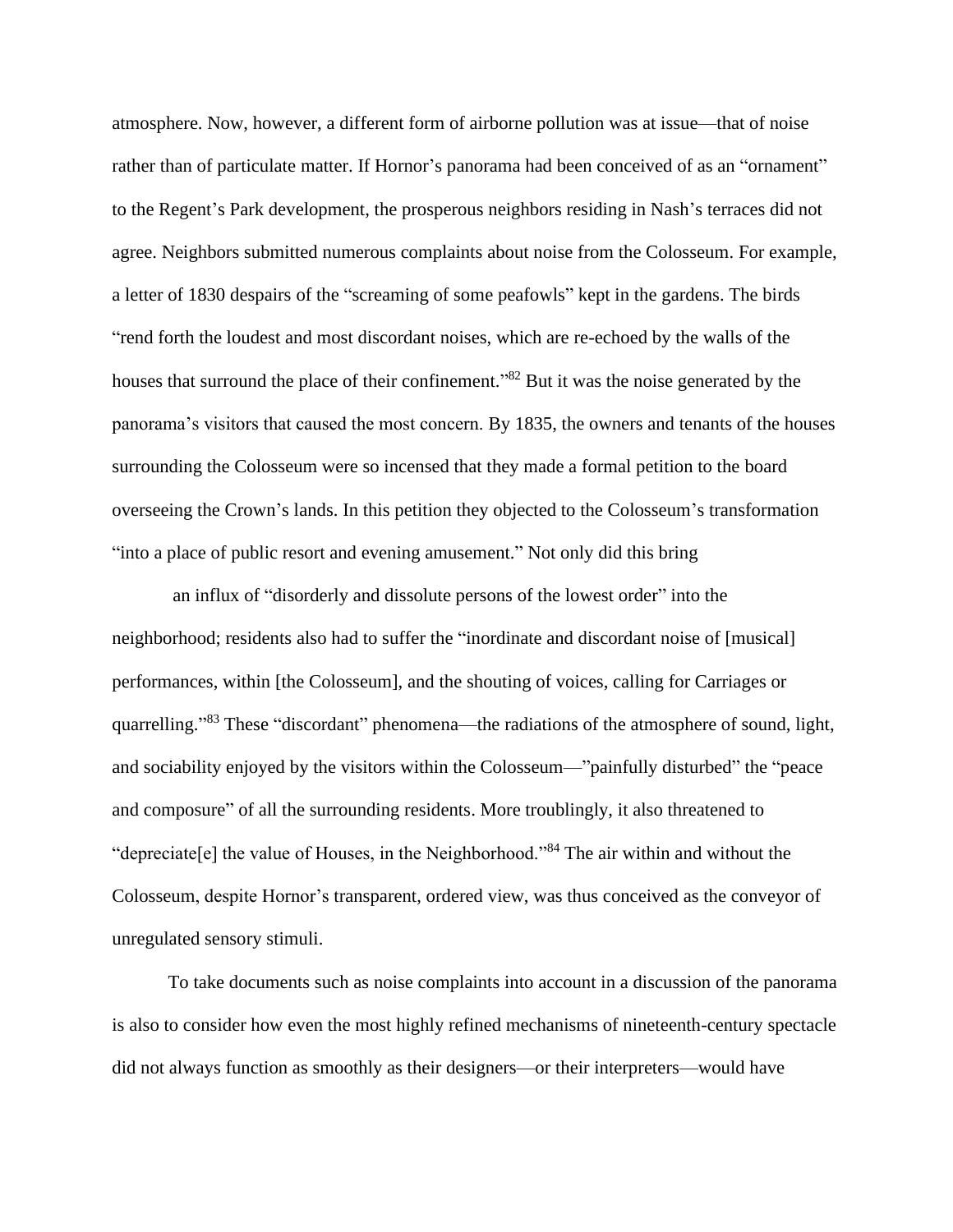atmosphere. Now, however, a different form of airborne pollution was at issue—that of noise rather than of particulate matter. If Hornor's panorama had been conceived of as an "ornament" to the Regent's Park development, the prosperous neighbors residing in Nash's terraces did not agree. Neighbors submitted numerous complaints about noise from the Colosseum. For example, a letter of 1830 despairs of the "screaming of some peafowls" kept in the gardens. The birds "rend forth the loudest and most discordant noises, which are re-echoed by the walls of the houses that surround the place of their confinement."[82] But it was the noise generated by the panorama's visitors that caused the most concern. By 1835, the owners and tenants of the houses surrounding the Colosseum were so incensed that they made a formal petition to the board overseeing the Crown's lands. In this petition they objected to the Colosseum's transformation "into a place of public resort and evening amusement." Not only did this bring

an influx of "disorderly and dissolute persons of the lowest order" into the neighborhood; residents also had to suffer the "inordinate and discordant noise of [musical] performances, within [the Colosseum], and the shouting of voices, calling for Carriages or quarrelling."[83] These "discordant" phenomena—the radiations of the atmosphere of sound, light, and sociability enjoyed by the visitors within the Colosseum—"painfully disturbed" the "peace and composure" of all the surrounding residents. More troublingly, it also threatened to "depreciate[e] the value of Houses, in the Neighborhood."[84] The air within and without the Colosseum, despite Hornor's transparent, ordered view, was thus conceived as the conveyor of unregulated sensory stimuli.

To take documents such as noise complaints into account in a discussion of the panorama is also to consider how even the most highly refined mechanisms of nineteenth-century spectacle did not always function as smoothly as their designers—or their interpreters—would have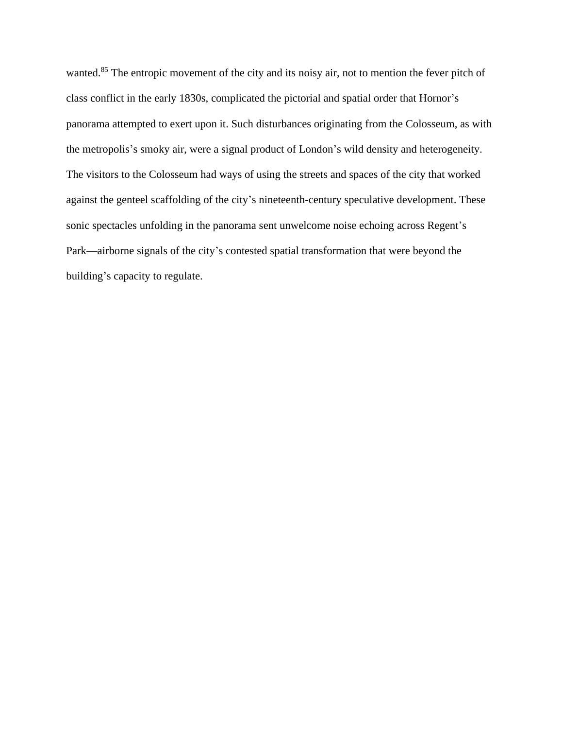wanted.[85] The entropic movement of the city and its noisy air, not to mention the fever pitch of class conflict in the early 1830s, complicated the pictorial and spatial order that Hornor's panorama attempted to exert upon it. Such disturbances originating from the Colosseum, as with the metropolis's smoky air, were a signal product of London's wild density and heterogeneity. The visitors to the Colosseum had ways of using the streets and spaces of the city that worked against the genteel scaffolding of the city's nineteenth-century speculative development. These sonic spectacles unfolding in the panorama sent unwelcome noise echoing across Regent's Park—airborne signals of the city's contested spatial transformation that were beyond the building's capacity to regulate.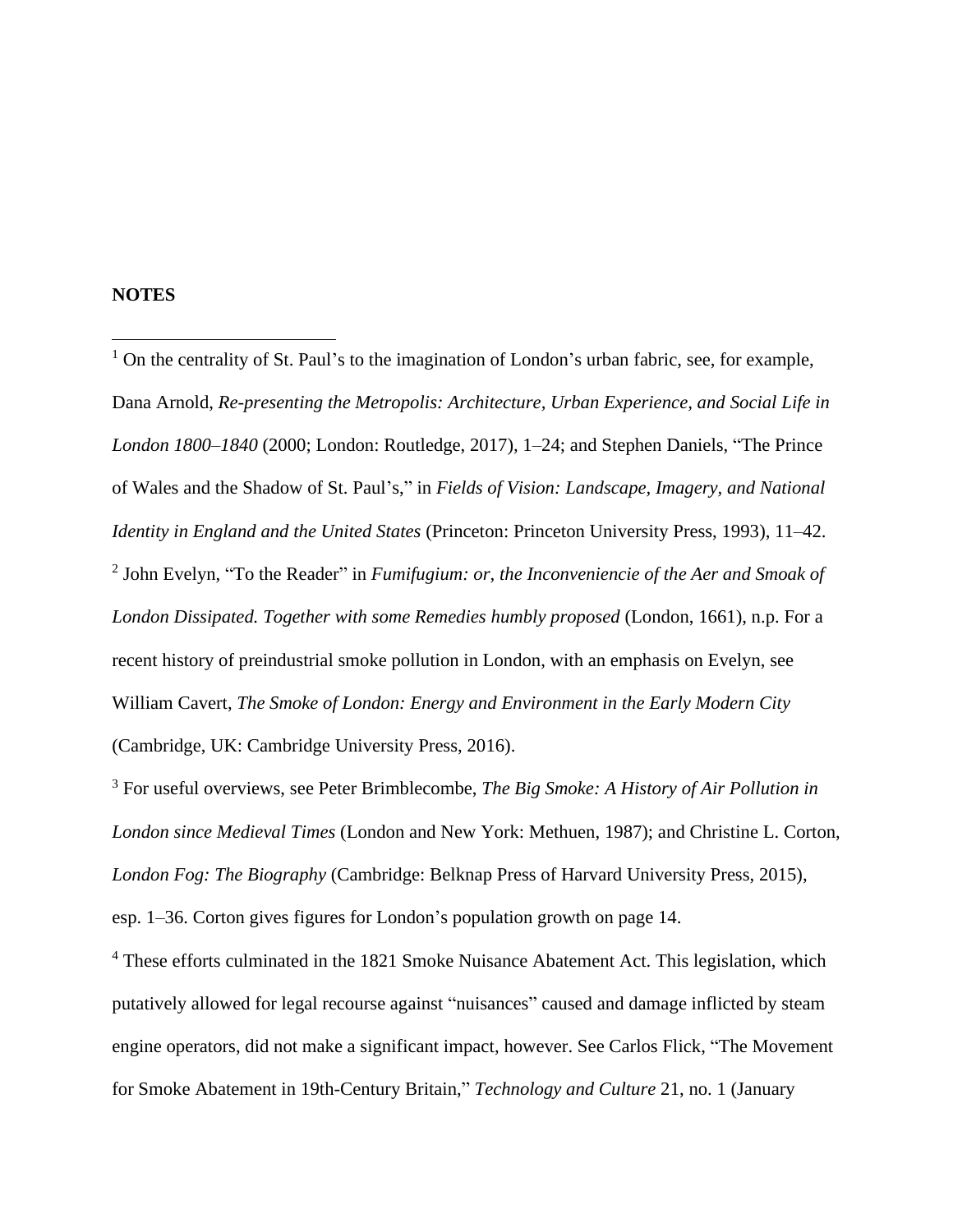**NOTES**

[1] On the centrality of St. Paul's to the imagination of London's urban fabric, see, for example, Dana Arnold, *Re-presenting the Metropolis: Architecture, Urban Experience, and Social Life in London 1800–1840* (2000; London: Routledge, 2017), 1–24; and Stephen Daniels, "The Prince of Wales and the Shadow of St. Paul's," in *Fields of Vision: Landscape, Imagery, and National Identity in England and the United States* (Princeton: Princeton University Press, 1993), 11–42.

[2] John Evelyn, "To the Reader" in *Fumifugium: or, the Inconveniencie of the Aer and Smoak of London Dissipated. Together with some Remedies humbly proposed* (London, 1661), n.p. For a recent history of preindustrial smoke pollution in London, with an emphasis on Evelyn, see William Cavert, *The Smoke of London: Energy and Environment in the Early Modern City* (Cambridge, UK: Cambridge University Press, 2016).

[3] For useful overviews, see Peter Brimblecombe, *The Big Smoke: A History of Air Pollution in London since Medieval Times* (London and New York: Methuen, 1987); and Christine L. Corton, *London Fog: The Biography* (Cambridge: Belknap Press of Harvard University Press, 2015), esp. 1–36. Corton gives figures for London's population growth on page 14.

[4] These efforts culminated in the 1821 Smoke Nuisance Abatement Act. This legislation, which putatively allowed for legal recourse against "nuisances" caused and damage inflicted by steam engine operators, did not make a significant impact, however. See Carlos Flick, "The Movement for Smoke Abatement in 19th-Century Britain," *Technology and Culture* 21, no. 1 (January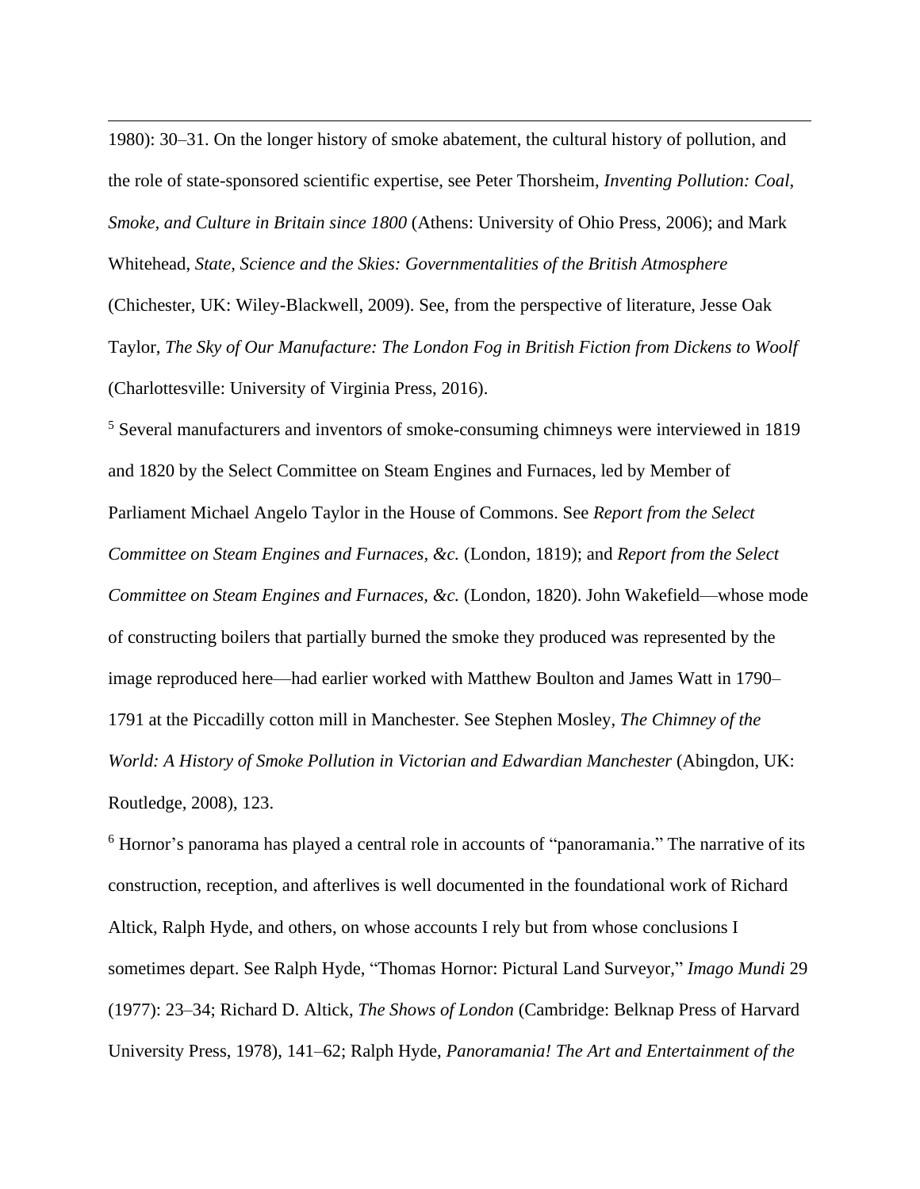1980): 30–31. On the longer history of smoke abatement, the cultural history of pollution, and the role of state-sponsored scientific expertise, see Peter Thorsheim, *Inventing Pollution: Coal, Smoke, and Culture in Britain since 1800* (Athens: University of Ohio Press, 2006); and Mark Whitehead, *State, Science and the Skies: Governmentalities of the British Atmosphere* (Chichester, UK: Wiley-Blackwell, 2009). See, from the perspective of literature, Jesse Oak Taylor, *The Sky of Our Manufacture: The London Fog in British Fiction from Dickens to Woolf* (Charlottesville: University of Virginia Press, 2016).

[5] Several manufacturers and inventors of smoke-consuming chimneys were interviewed in 1819 and 1820 by the Select Committee on Steam Engines and Furnaces, led by Member of Parliament Michael Angelo Taylor in the House of Commons. See *Report from the Select Committee on Steam Engines and Furnaces, &c.* (London, 1819); and *Report from the Select Committee on Steam Engines and Furnaces, &c.* (London, 1820). John Wakefield—whose mode of constructing boilers that partially burned the smoke they produced was represented by the image reproduced here—had earlier worked with Matthew Boulton and James Watt in 1790–1791 at the Piccadilly cotton mill in Manchester. See Stephen Mosley, *The Chimney of the World: A History of Smoke Pollution in Victorian and Edwardian Manchester* (Abingdon, UK: Routledge, 2008), 123.

[6] Hornor's panorama has played a central role in accounts of "panoramania." The narrative of its construction, reception, and afterlives is well documented in the foundational work of Richard Altick, Ralph Hyde, and others, on whose accounts I rely but from whose conclusions I sometimes depart. See Ralph Hyde, "Thomas Hornor: Pictural Land Surveyor," *Imago Mundi* 29 (1977): 23–34; Richard D. Altick, *The Shows of London* (Cambridge: Belknap Press of Harvard University Press, 1978), 141–62; Ralph Hyde, *Panoramania! The Art and Entertainment of the*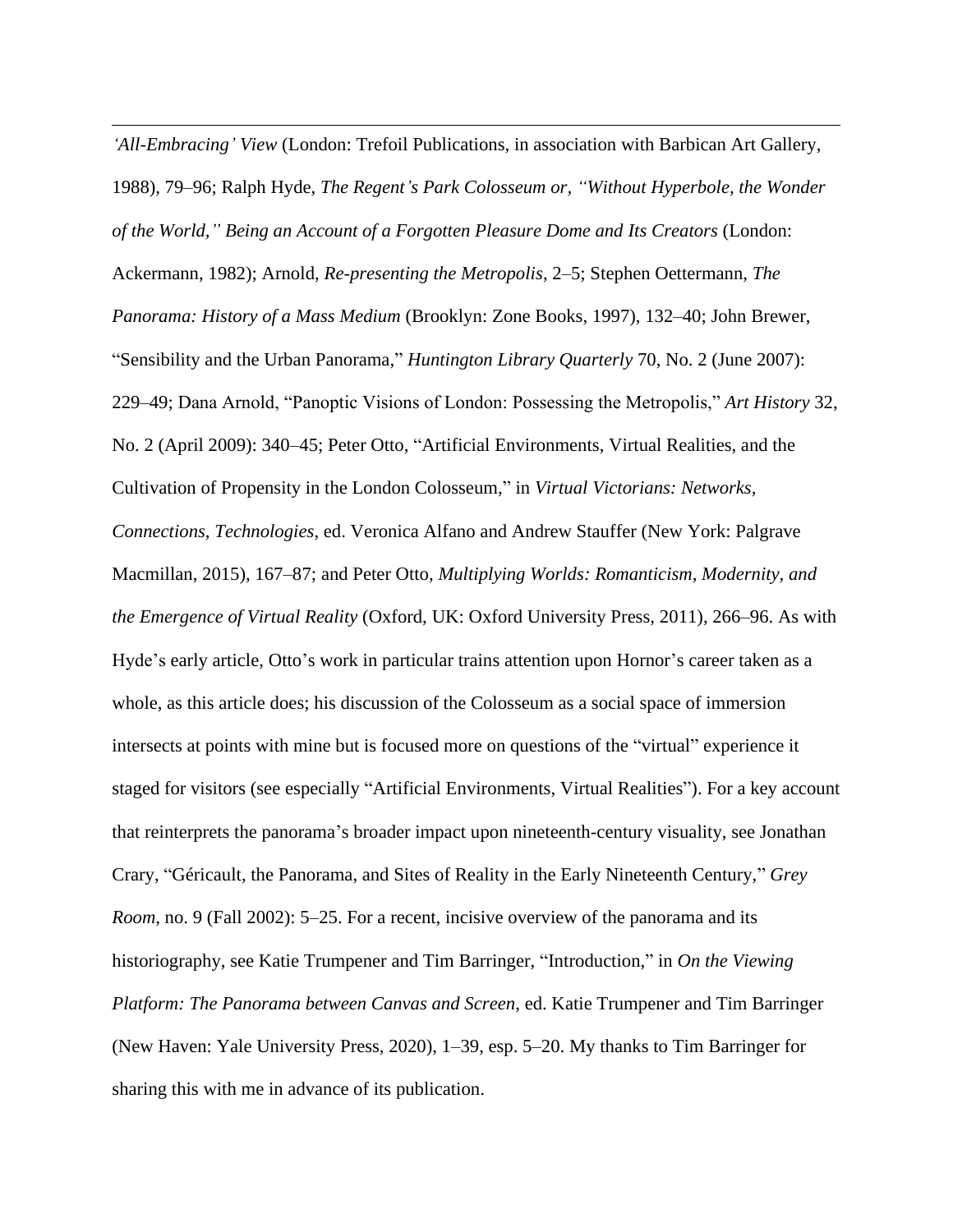*'All-Embracing' View* (London: Trefoil Publications, in association with Barbican Art Gallery, 1988), 79–96; Ralph Hyde, *The Regent's Park Colosseum or, "Without Hyperbole, the Wonder of the World," Being an Account of a Forgotten Pleasure Dome and Its Creators* (London: Ackermann, 1982); Arnold, *Re-presenting the Metropolis*, 2–5; Stephen Oettermann, *The Panorama: History of a Mass Medium* (Brooklyn: Zone Books, 1997), 132–40; John Brewer, "Sensibility and the Urban Panorama," *Huntington Library Quarterly* 70, No. 2 (June 2007): 229–49; Dana Arnold, "Panoptic Visions of London: Possessing the Metropolis," *Art History* 32, No. 2 (April 2009): 340–45; Peter Otto, "Artificial Environments, Virtual Realities, and the Cultivation of Propensity in the London Colosseum," in *Virtual Victorians: Networks, Connections, Technologies*, ed. Veronica Alfano and Andrew Stauffer (New York: Palgrave Macmillan, 2015), 167–87; and Peter Otto, *Multiplying Worlds: Romanticism, Modernity, and the Emergence of Virtual Reality* (Oxford, UK: Oxford University Press, 2011), 266–96. As with Hyde's early article, Otto's work in particular trains attention upon Hornor's career taken as a whole, as this article does; his discussion of the Colosseum as a social space of immersion intersects at points with mine but is focused more on questions of the "virtual" experience it staged for visitors (see especially "Artificial Environments, Virtual Realities"). For a key account that reinterprets the panorama's broader impact upon nineteenth-century visuality, see Jonathan Crary, "Géricault, the Panorama, and Sites of Reality in the Early Nineteenth Century," *Grey Room*, no. 9 (Fall 2002): 5–25. For a recent, incisive overview of the panorama and its historiography, see Katie Trumpener and Tim Barringer, "Introduction," in *On the Viewing Platform: The Panorama between Canvas and Screen*, ed. Katie Trumpener and Tim Barringer (New Haven: Yale University Press, 2020), 1–39, esp. 5–20. My thanks to Tim Barringer for sharing this with me in advance of its publication.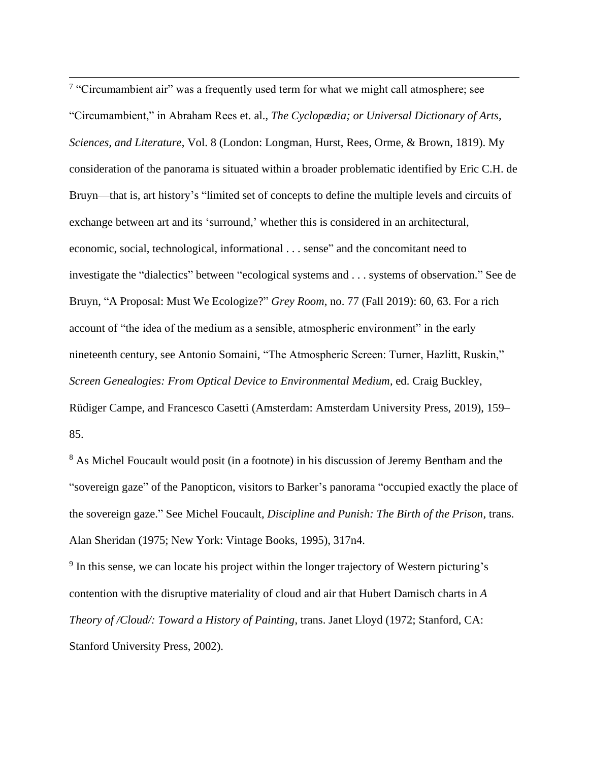[7] "Circumambient air" was a frequently used term for what we might call atmosphere; see "Circumambient," in Abraham Rees et. al., *The Cyclopædia; or Universal Dictionary of Arts, Sciences, and Literature*, Vol. 8 (London: Longman, Hurst, Rees, Orme, & Brown, 1819). My consideration of the panorama is situated within a broader problematic identified by Eric C.H. de Bruyn—that is, art history's "limited set of concepts to define the multiple levels and circuits of exchange between art and its 'surround,' whether this is considered in an architectural, economic, social, technological, informational . . . sense" and the concomitant need to investigate the "dialectics" between "ecological systems and . . . systems of observation." See de Bruyn, "A Proposal: Must We Ecologize?" *Grey Room*, no. 77 (Fall 2019): 60, 63. For a rich account of "the idea of the medium as a sensible, atmospheric environment" in the early nineteenth century, see Antonio Somaini, "The Atmospheric Screen: Turner, Hazlitt, Ruskin," *Screen Genealogies: From Optical Device to Environmental Medium*, ed. Craig Buckley, Rüdiger Campe, and Francesco Casetti (Amsterdam: Amsterdam University Press, 2019), 159–85.

[8] As Michel Foucault would posit (in a footnote) in his discussion of Jeremy Bentham and the "sovereign gaze" of the Panopticon, visitors to Barker's panorama "occupied exactly the place of the sovereign gaze." See Michel Foucault, *Discipline and Punish: The Birth of the Prison*, trans. Alan Sheridan (1975; New York: Vintage Books, 1995), 317n4.

[9] In this sense, we can locate his project within the longer trajectory of Western picturing's contention with the disruptive materiality of cloud and air that Hubert Damisch charts in *A Theory of /Cloud/: Toward a History of Painting*, trans. Janet Lloyd (1972; Stanford, CA: Stanford University Press, 2002).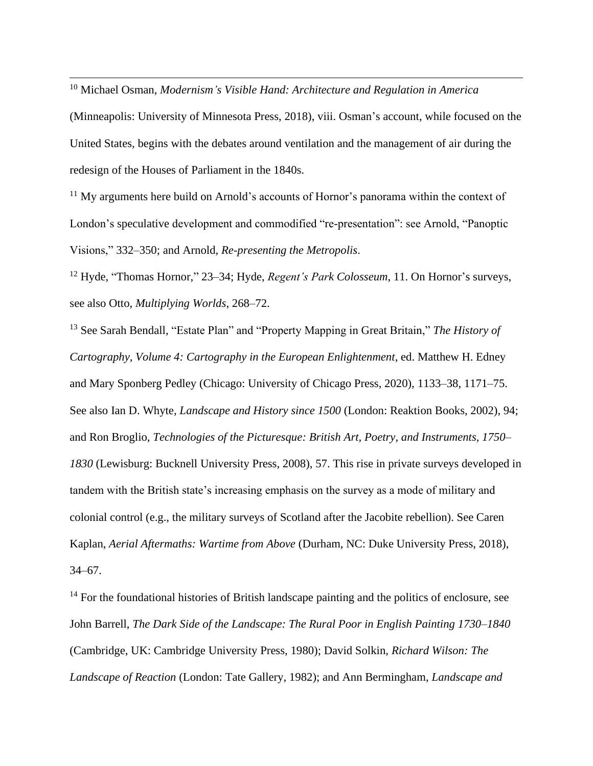[10] Michael Osman, *Modernism's Visible Hand: Architecture and Regulation in America* (Minneapolis: University of Minnesota Press, 2018), viii. Osman's account, while focused on the United States, begins with the debates around ventilation and the management of air during the redesign of the Houses of Parliament in the 1840s.

[11] My arguments here build on Arnold's accounts of Hornor's panorama within the context of London's speculative development and commodified "re-presentation": see Arnold, "Panoptic Visions," 332–350; and Arnold, *Re-presenting the Metropolis*.

[12] Hyde, "Thomas Hornor," 23–34; Hyde, *Regent's Park Colosseum*, 11. On Hornor's surveys, see also Otto, *Multiplying Worlds*, 268–72.

[13] See Sarah Bendall, "Estate Plan" and "Property Mapping in Great Britain," *The History of Cartography, Volume 4: Cartography in the European Enlightenment*, ed. Matthew H. Edney and Mary Sponberg Pedley (Chicago: University of Chicago Press, 2020), 1133–38, 1171–75. See also Ian D. Whyte, *Landscape and History since 1500* (London: Reaktion Books, 2002), 94; and Ron Broglio, *Technologies of the Picturesque: British Art, Poetry, and Instruments, 1750–1830* (Lewisburg: Bucknell University Press, 2008), 57. This rise in private surveys developed in tandem with the British state's increasing emphasis on the survey as a mode of military and colonial control (e.g., the military surveys of Scotland after the Jacobite rebellion). See Caren Kaplan, *Aerial Aftermaths: Wartime from Above* (Durham, NC: Duke University Press, 2018), 34–67.

[14] For the foundational histories of British landscape painting and the politics of enclosure, see John Barrell, *The Dark Side of the Landscape: The Rural Poor in English Painting 1730–1840* (Cambridge, UK: Cambridge University Press, 1980); David Solkin, *Richard Wilson: The Landscape of Reaction* (London: Tate Gallery, 1982); and Ann Bermingham, *Landscape and*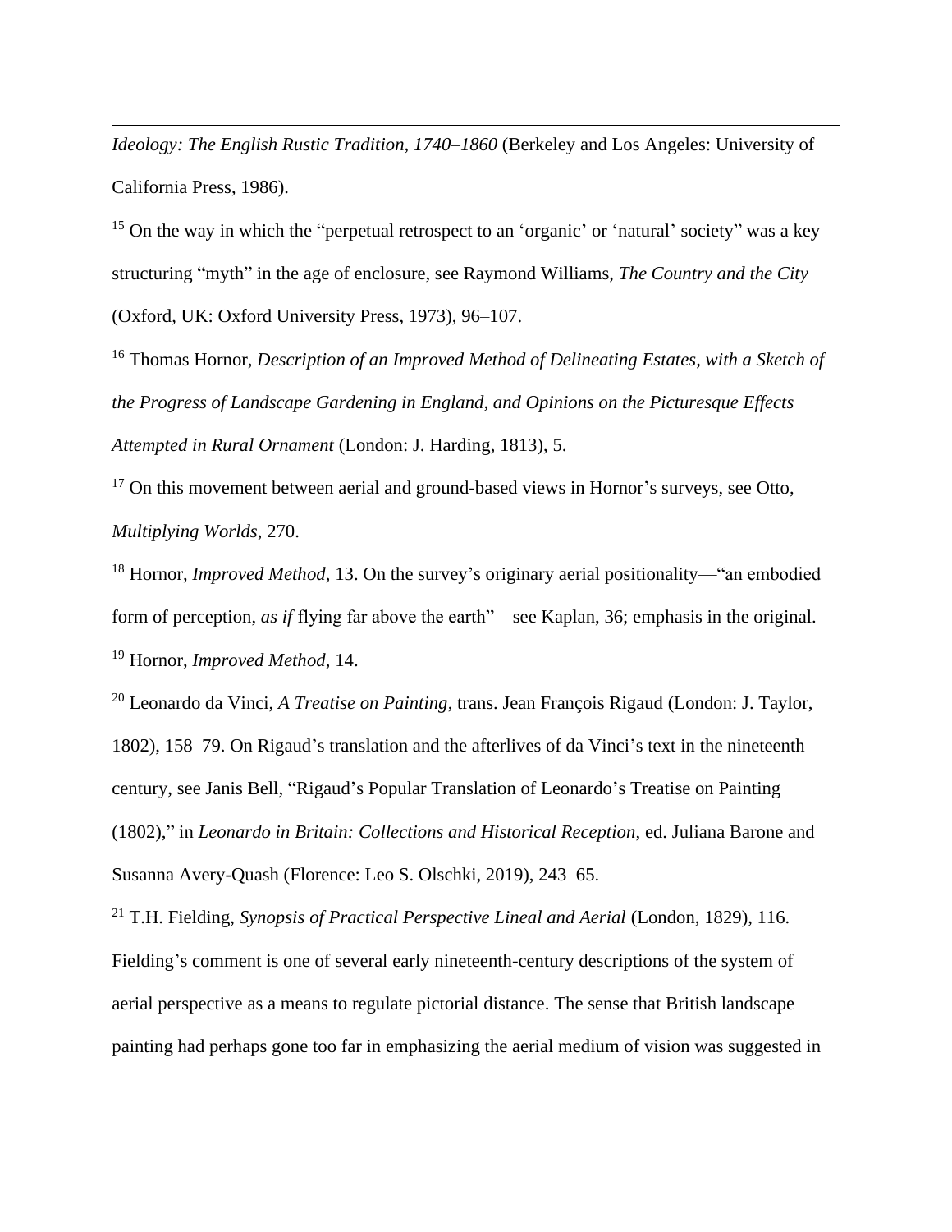*Ideology: The English Rustic Tradition, 1740–1860* (Berkeley and Los Angeles: University of California Press, 1986).

[15] On the way in which the "perpetual retrospect to an 'organic' or 'natural' society" was a key structuring "myth" in the age of enclosure, see Raymond Williams, *The Country and the City* (Oxford, UK: Oxford University Press, 1973), 96–107.

[16] Thomas Hornor, *Description of an Improved Method of Delineating Estates, with a Sketch of the Progress of Landscape Gardening in England, and Opinions on the Picturesque Effects Attempted in Rural Ornament* (London: J. Harding, 1813), 5.

[17] On this movement between aerial and ground-based views in Hornor's surveys, see Otto, *Multiplying Worlds*, 270.

[18] Hornor, *Improved Method*, 13. On the survey's originary aerial positionality—"an embodied form of perception, *as if* flying far above the earth"—see Kaplan, 36; emphasis in the original.

[19] Hornor, *Improved Method*, 14.

[20] Leonardo da Vinci, *A Treatise on Painting*, trans. Jean François Rigaud (London: J. Taylor, 1802), 158–79. On Rigaud's translation and the afterlives of da Vinci's text in the nineteenth century, see Janis Bell, "Rigaud's Popular Translation of Leonardo's Treatise on Painting (1802)," in *Leonardo in Britain: Collections and Historical Reception*, ed. Juliana Barone and Susanna Avery-Quash (Florence: Leo S. Olschki, 2019), 243–65.

[21] T.H. Fielding, *Synopsis of Practical Perspective Lineal and Aerial* (London, 1829), 116. Fielding's comment is one of several early nineteenth-century descriptions of the system of aerial perspective as a means to regulate pictorial distance. The sense that British landscape painting had perhaps gone too far in emphasizing the aerial medium of vision was suggested in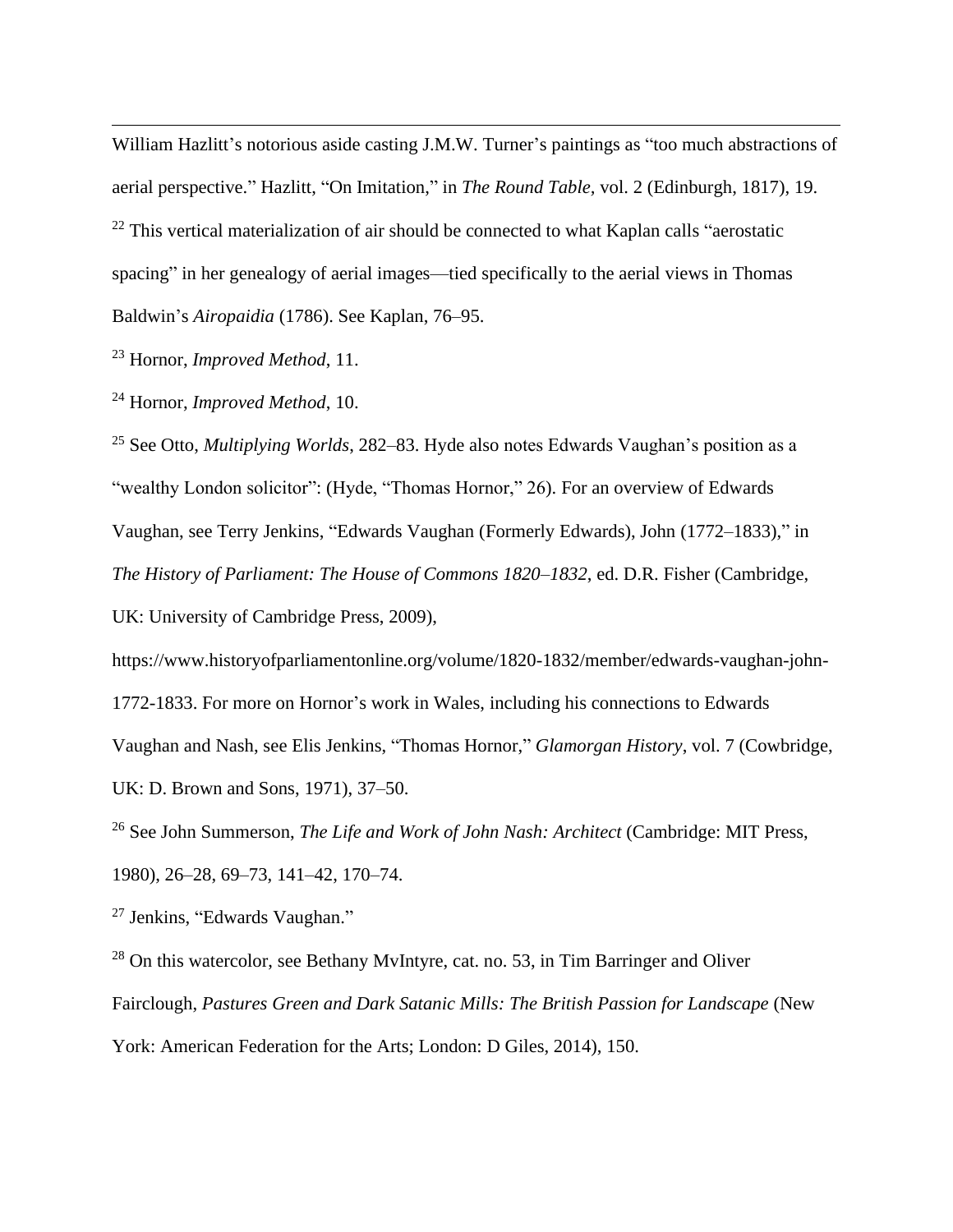William Hazlitt's notorious aside casting J.M.W. Turner's paintings as "too much abstractions of aerial perspective." Hazlitt, "On Imitation," in *The Round Table*, vol. 2 (Edinburgh, 1817), 19.

[22] This vertical materialization of air should be connected to what Kaplan calls "aerostatic spacing" in her genealogy of aerial images—tied specifically to the aerial views in Thomas Baldwin's *Airopaidia* (1786). See Kaplan, 76–95.

[23] Hornor, *Improved Method*, 11.

[24] Hornor, *Improved Method*, 10.

[25] See Otto, *Multiplying Worlds*, 282–83. Hyde also notes Edwards Vaughan's position as a "wealthy London solicitor": (Hyde, "Thomas Hornor," 26). For an overview of Edwards Vaughan, see Terry Jenkins, "Edwards Vaughan (Formerly Edwards), John (1772–1833)," in *The History of Parliament: The House of Commons 1820–1832*, ed. D.R. Fisher (Cambridge, UK: University of Cambridge Press, 2009), https://www.historyofparliamentonline.org/volume/1820-1832/member/edwards-vaughan-john-1772-1833. For more on Hornor's work in Wales, including his connections to Edwards Vaughan and Nash, see Elis Jenkins, "Thomas Hornor," *Glamorgan History*, vol. 7 (Cowbridge, UK: D. Brown and Sons, 1971), 37–50.

[26] See John Summerson, *The Life and Work of John Nash: Architect* (Cambridge: MIT Press, 1980), 26–28, 69–73, 141–42, 170–74.

[27] Jenkins, "Edwards Vaughan."

[28] On this watercolor, see Bethany MvIntyre, cat. no. 53, in Tim Barringer and Oliver Fairclough, *Pastures Green and Dark Satanic Mills: The British Passion for Landscape* (New York: American Federation for the Arts; London: D Giles, 2014), 150.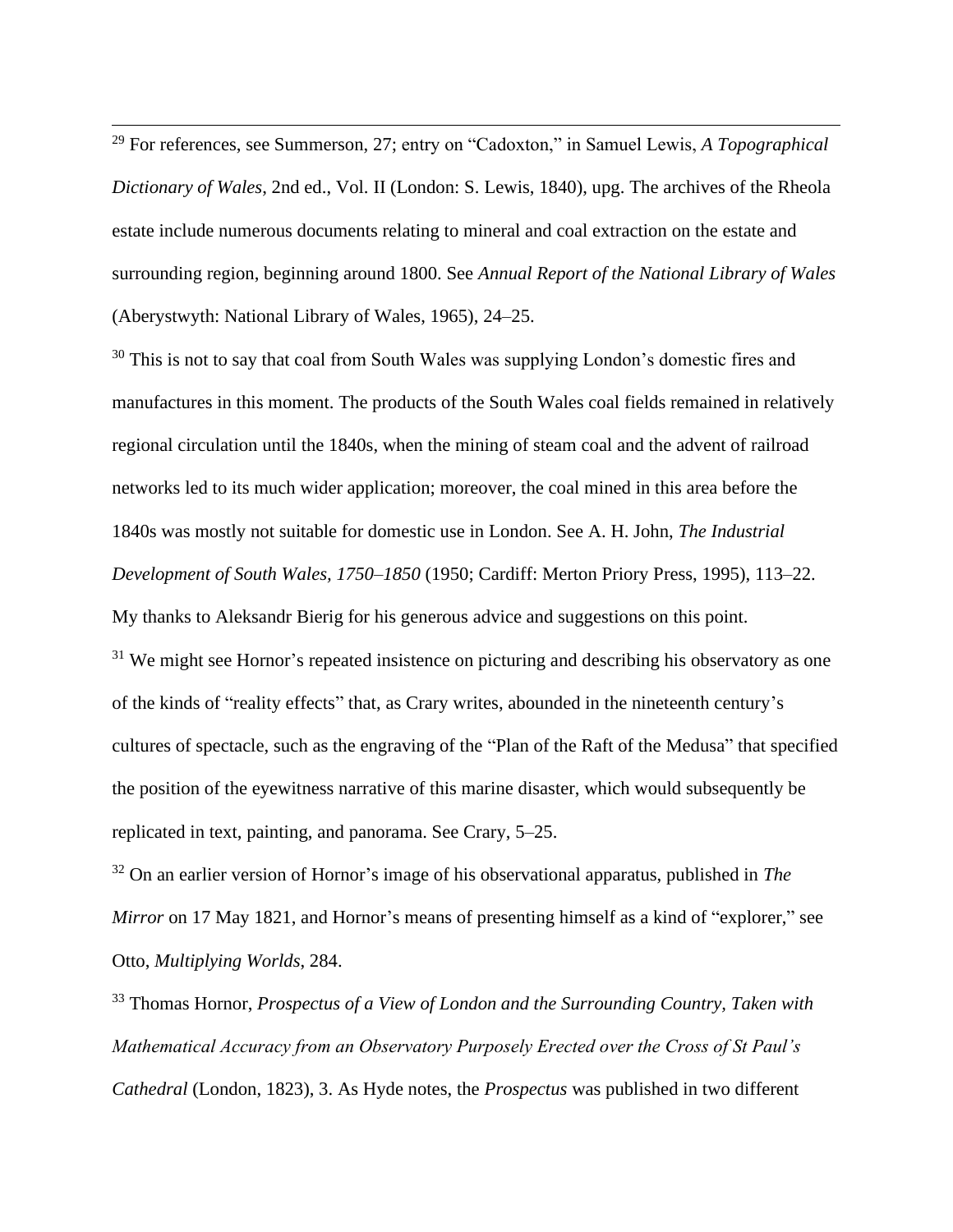[29] For references, see Summerson, 27; entry on "Cadoxton," in Samuel Lewis, *A Topographical Dictionary of Wales*, 2nd ed., Vol. II (London: S. Lewis, 1840), upg. The archives of the Rheola estate include numerous documents relating to mineral and coal extraction on the estate and surrounding region, beginning around 1800. See *Annual Report of the National Library of Wales* (Aberystwyth: National Library of Wales, 1965), 24–25.

[30] This is not to say that coal from South Wales was supplying London's domestic fires and manufactures in this moment. The products of the South Wales coal fields remained in relatively regional circulation until the 1840s, when the mining of steam coal and the advent of railroad networks led to its much wider application; moreover, the coal mined in this area before the 1840s was mostly not suitable for domestic use in London. See A. H. John, *The Industrial Development of South Wales, 1750–1850* (1950; Cardiff: Merton Priory Press, 1995), 113–22. My thanks to Aleksandr Bierig for his generous advice and suggestions on this point.

[31] We might see Hornor's repeated insistence on picturing and describing his observatory as one of the kinds of "reality effects" that, as Crary writes, abounded in the nineteenth century's cultures of spectacle, such as the engraving of the "Plan of the Raft of the Medusa" that specified the position of the eyewitness narrative of this marine disaster, which would subsequently be replicated in text, painting, and panorama. See Crary, 5–25.

[32] On an earlier version of Hornor's image of his observational apparatus, published in *The Mirror* on 17 May 1821, and Hornor's means of presenting himself as a kind of "explorer," see Otto, *Multiplying Worlds*, 284.

[33] Thomas Hornor, *Prospectus of a View of London and the Surrounding Country, Taken with Mathematical Accuracy from an Observatory Purposely Erected over the Cross of St Paul's Cathedral* (London, 1823), 3. As Hyde notes, the *Prospectus* was published in two different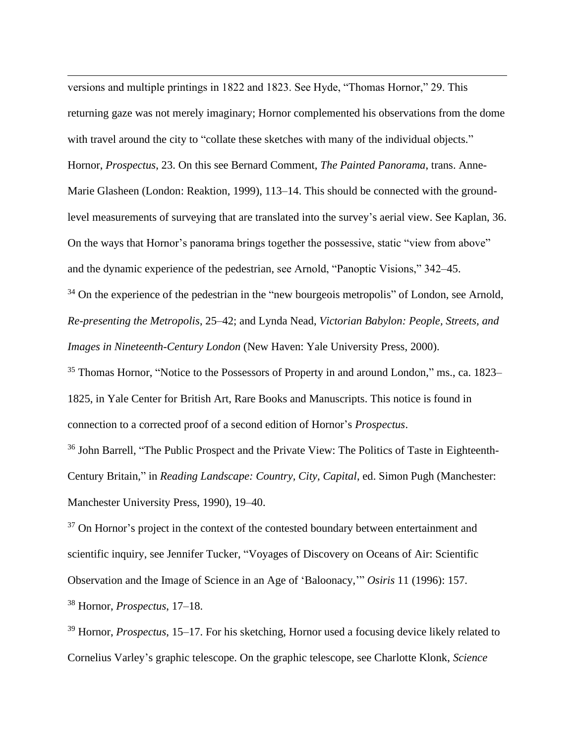versions and multiple printings in 1822 and 1823. See Hyde, "Thomas Hornor," 29. This returning gaze was not merely imaginary; Hornor complemented his observations from the dome with travel around the city to "collate these sketches with many of the individual objects." Hornor, *Prospectus*, 23. On this see Bernard Comment, *The Painted Panorama*, trans. Anne-Marie Glasheen (London: Reaktion, 1999), 113–14. This should be connected with the ground-level measurements of surveying that are translated into the survey's aerial view. See Kaplan, 36. On the ways that Hornor's panorama brings together the possessive, static "view from above" and the dynamic experience of the pedestrian, see Arnold, "Panoptic Visions," 342–45.

[34] On the experience of the pedestrian in the "new bourgeois metropolis" of London, see Arnold, *Re-presenting the Metropolis*, 25–42; and Lynda Nead, *Victorian Babylon: People, Streets, and Images in Nineteenth-Century London* (New Haven: Yale University Press, 2000).

[35] Thomas Hornor, "Notice to the Possessors of Property in and around London," ms., ca. 1823–1825, in Yale Center for British Art, Rare Books and Manuscripts. This notice is found in connection to a corrected proof of a second edition of Hornor's *Prospectus*.

[36] John Barrell, "The Public Prospect and the Private View: The Politics of Taste in Eighteenth-Century Britain," in *Reading Landscape: Country, City, Capital*, ed. Simon Pugh (Manchester: Manchester University Press, 1990), 19–40.

[37] On Hornor's project in the context of the contested boundary between entertainment and scientific inquiry, see Jennifer Tucker, "Voyages of Discovery on Oceans of Air: Scientific Observation and the Image of Science in an Age of 'Baloonacy,'" *Osiris* 11 (1996): 157.

[38] Hornor, *Prospectus*, 17–18.

[39] Hornor, *Prospectus*, 15–17. For his sketching, Hornor used a focusing device likely related to Cornelius Varley's graphic telescope. On the graphic telescope, see Charlotte Klonk, *Science*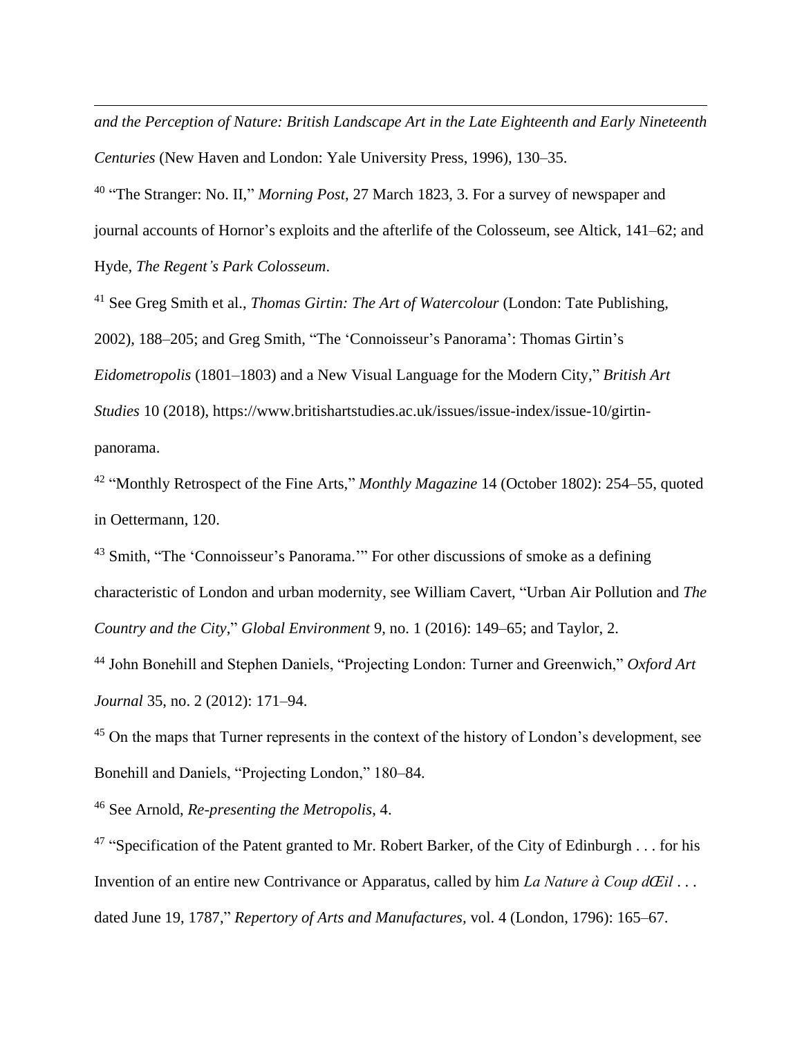*and the Perception of Nature: British Landscape Art in the Late Eighteenth and Early Nineteenth Centuries* (New Haven and London: Yale University Press, 1996), 130–35.

[40] "The Stranger: No. II," *Morning Post*, 27 March 1823, 3. For a survey of newspaper and journal accounts of Hornor's exploits and the afterlife of the Colosseum, see Altick, 141–62; and Hyde, *The Regent's Park Colosseum*.

[41] See Greg Smith et al., *Thomas Girtin: The Art of Watercolour* (London: Tate Publishing, 2002), 188–205; and Greg Smith, "The 'Connoisseur's Panorama': Thomas Girtin's *Eidometropolis* (1801–1803) and a New Visual Language for the Modern City," *British Art Studies* 10 (2018), https://www.britishartstudies.ac.uk/issues/issue-index/issue-10/girtin-panorama.

[42] "Monthly Retrospect of the Fine Arts," *Monthly Magazine* 14 (October 1802): 254–55, quoted in Oettermann, 120.

[43] Smith, "The 'Connoisseur's Panorama.'" For other discussions of smoke as a defining characteristic of London and urban modernity, see William Cavert, "Urban Air Pollution and *The Country and the City*," *Global Environment* 9, no. 1 (2016): 149–65; and Taylor, 2.

[44] John Bonehill and Stephen Daniels, "Projecting London: Turner and Greenwich," *Oxford Art Journal* 35, no. 2 (2012): 171–94.

[45] On the maps that Turner represents in the context of the history of London's development, see Bonehill and Daniels, "Projecting London," 180–84.

[46] See Arnold, *Re-presenting the Metropolis*, 4.

[47] "Specification of the Patent granted to Mr. Robert Barker, of the City of Edinburgh . . . for his Invention of an entire new Contrivance or Apparatus, called by him *La Nature à Coup dŒil* . . . dated June 19, 1787," *Repertory of Arts and Manufactures*, vol. 4 (London, 1796): 165–67.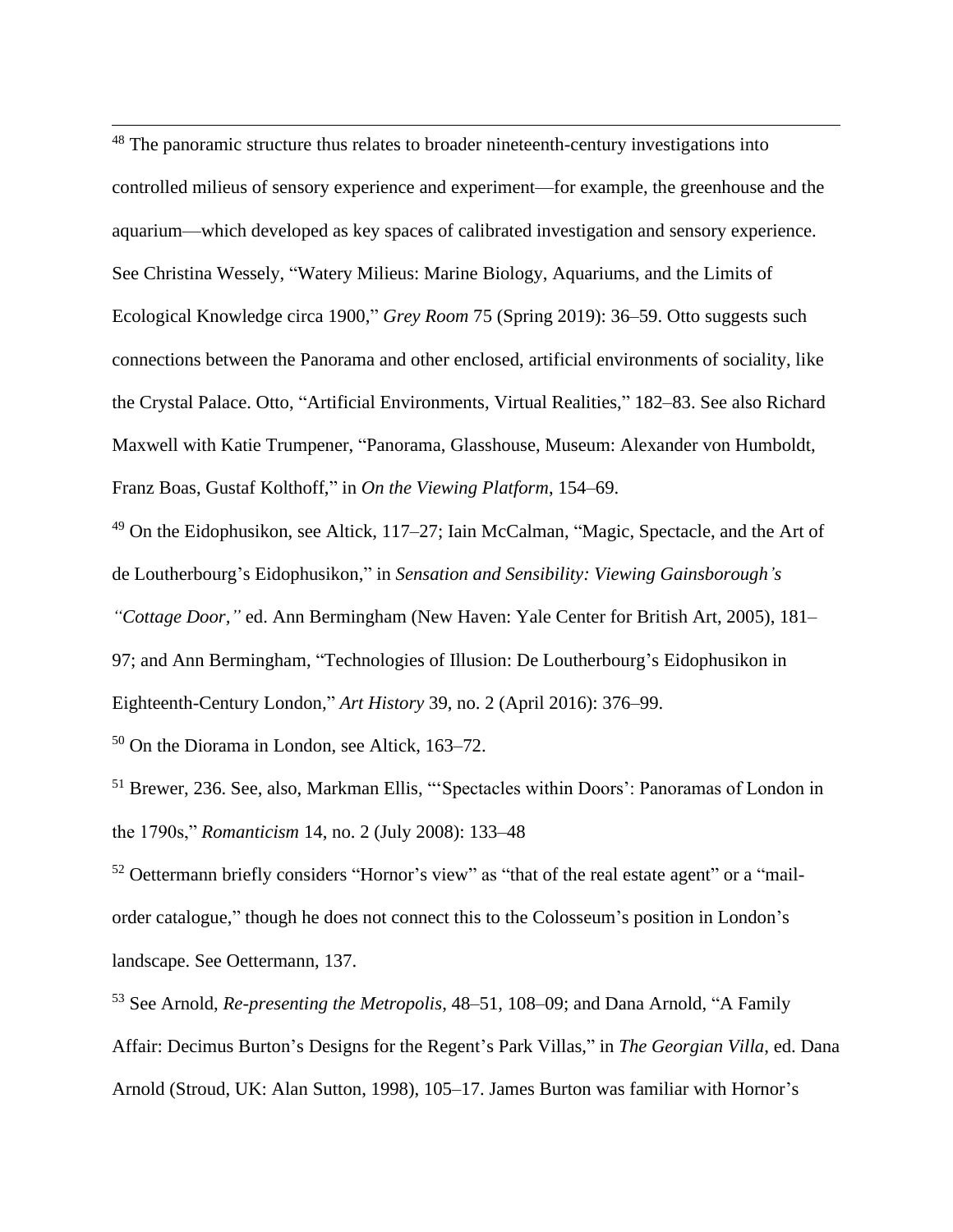[48] The panoramic structure thus relates to broader nineteenth-century investigations into controlled milieus of sensory experience and experiment—for example, the greenhouse and the aquarium—which developed as key spaces of calibrated investigation and sensory experience. See Christina Wessely, "Watery Milieus: Marine Biology, Aquariums, and the Limits of Ecological Knowledge circa 1900," *Grey Room* 75 (Spring 2019): 36–59. Otto suggests such connections between the Panorama and other enclosed, artificial environments of sociality, like the Crystal Palace. Otto, "Artificial Environments, Virtual Realities," 182–83. See also Richard Maxwell with Katie Trumpener, "Panorama, Glasshouse, Museum: Alexander von Humboldt, Franz Boas, Gustaf Kolthoff," in *On the Viewing Platform*, 154–69.

[49] On the Eidophusikon, see Altick, 117–27; Iain McCalman, "Magic, Spectacle, and the Art of de Loutherbourg's Eidophusikon," in *Sensation and Sensibility: Viewing Gainsborough's "Cottage Door,"* ed. Ann Bermingham (New Haven: Yale Center for British Art, 2005), 181–97; and Ann Bermingham, "Technologies of Illusion: De Loutherbourg's Eidophusikon in Eighteenth-Century London," *Art History* 39, no. 2 (April 2016): 376–99.

[50] On the Diorama in London, see Altick, 163–72.

[51] Brewer, 236. See, also, Markman Ellis, "'Spectacles within Doors': Panoramas of London in the 1790s," *Romanticism* 14, no. 2 (July 2008): 133–48

[52] Oettermann briefly considers "Hornor's view" as "that of the real estate agent" or a "mail-order catalogue," though he does not connect this to the Colosseum's position in London's landscape. See Oettermann, 137.

[53] See Arnold, *Re-presenting the Metropolis*, 48–51, 108–09; and Dana Arnold, "A Family Affair: Decimus Burton's Designs for the Regent's Park Villas," in *The Georgian Villa*, ed. Dana Arnold (Stroud, UK: Alan Sutton, 1998), 105–17. James Burton was familiar with Hornor's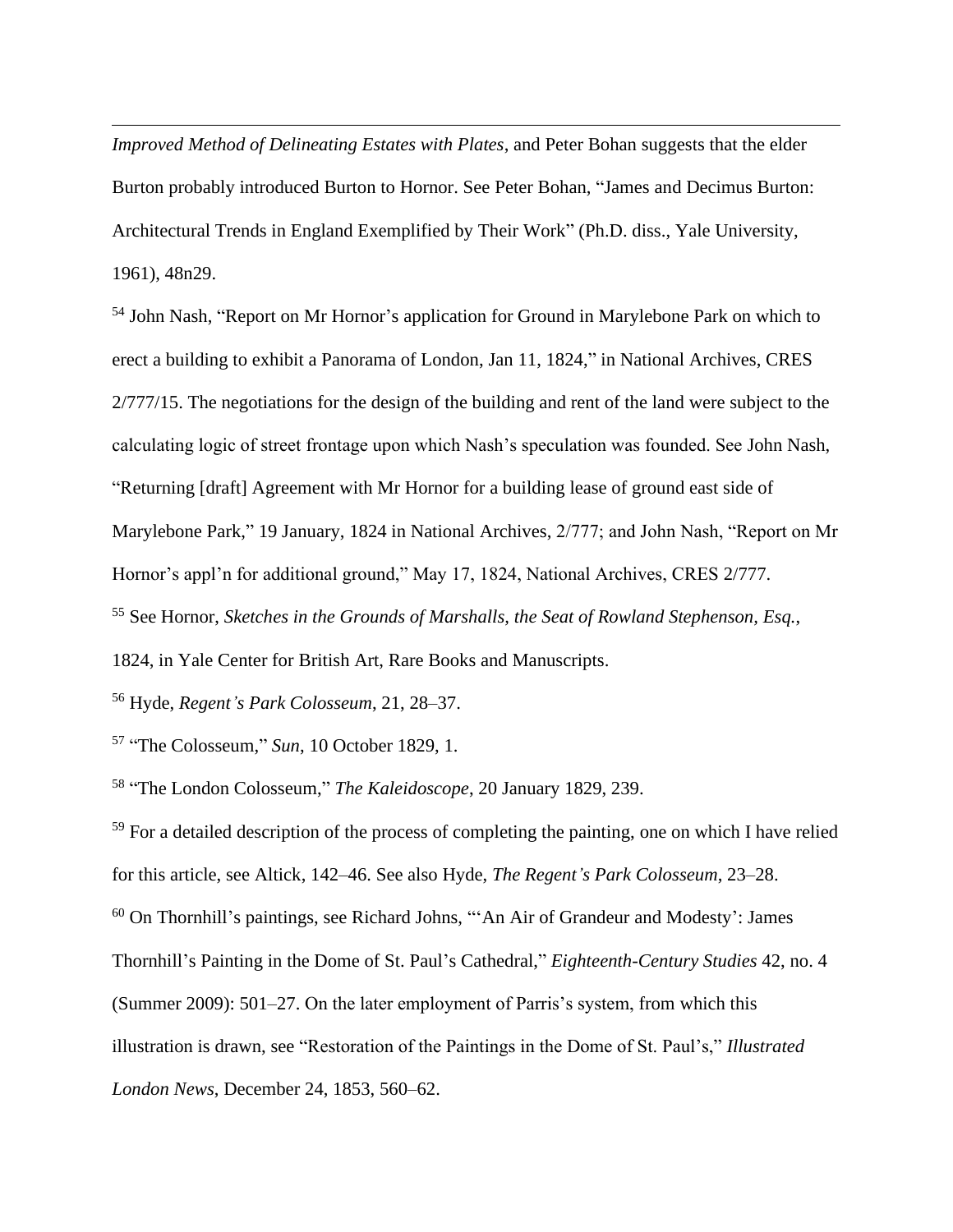*Improved Method of Delineating Estates with Plates*, and Peter Bohan suggests that the elder Burton probably introduced Burton to Hornor. See Peter Bohan, "James and Decimus Burton: Architectural Trends in England Exemplified by Their Work" (Ph.D. diss., Yale University, 1961), 48n29.

[54] John Nash, "Report on Mr Hornor's application for Ground in Marylebone Park on which to erect a building to exhibit a Panorama of London, Jan 11, 1824," in National Archives, CRES 2/777/15. The negotiations for the design of the building and rent of the land were subject to the calculating logic of street frontage upon which Nash's speculation was founded. See John Nash, "Returning [draft] Agreement with Mr Hornor for a building lease of ground east side of Marylebone Park," 19 January, 1824 in National Archives, 2/777; and John Nash, "Report on Mr Hornor's appl'n for additional ground," May 17, 1824, National Archives, CRES 2/777.

[55] See Hornor, *Sketches in the Grounds of Marshalls, the Seat of Rowland Stephenson, Esq.*, 1824, in Yale Center for British Art, Rare Books and Manuscripts.

[56] Hyde, *Regent's Park Colosseum*, 21, 28–37.

[57] "The Colosseum," *Sun*, 10 October 1829, 1.

[58] "The London Colosseum," *The Kaleidoscope*, 20 January 1829, 239.

[59] For a detailed description of the process of completing the painting, one on which I have relied for this article, see Altick, 142–46. See also Hyde, *The Regent's Park Colosseum*, 23–28.

[60] On Thornhill's paintings, see Richard Johns, "'An Air of Grandeur and Modesty': James Thornhill's Painting in the Dome of St. Paul's Cathedral," *Eighteenth-Century Studies* 42, no. 4 (Summer 2009): 501–27. On the later employment of Parris's system, from which this illustration is drawn, see "Restoration of the Paintings in the Dome of St. Paul's," *Illustrated London News*, December 24, 1853, 560–62.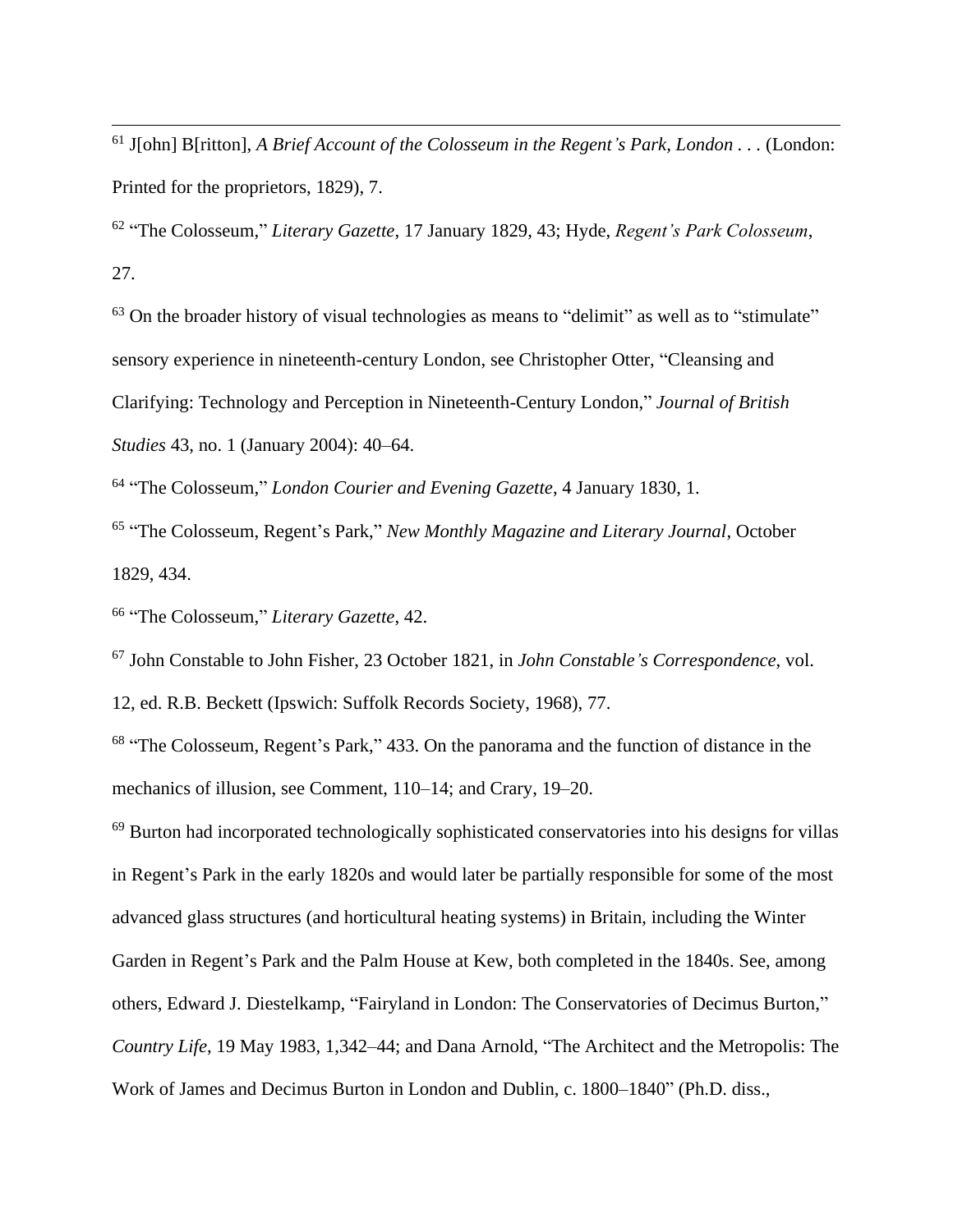[61] J[ohn] B[ritton], *A Brief Account of the Colosseum in the Regent's Park, London* . . . (London: Printed for the proprietors, 1829), 7.

[62] "The Colosseum," *Literary Gazette*, 17 January 1829, 43; Hyde, *Regent's Park Colosseum*, 27.

[63] On the broader history of visual technologies as means to "delimit" as well as to "stimulate" sensory experience in nineteenth-century London, see Christopher Otter, "Cleansing and Clarifying: Technology and Perception in Nineteenth-Century London," *Journal of British Studies* 43, no. 1 (January 2004): 40–64.

[64] "The Colosseum," *London Courier and Evening Gazette*, 4 January 1830, 1.

[65] "The Colosseum, Regent's Park," *New Monthly Magazine and Literary Journal*, October 1829, 434.

[66] "The Colosseum," *Literary Gazette*, 42.

[67] John Constable to John Fisher, 23 October 1821, in *John Constable's Correspondence*, vol. 12, ed. R.B. Beckett (Ipswich: Suffolk Records Society, 1968), 77.

[68] "The Colosseum, Regent's Park," 433. On the panorama and the function of distance in the mechanics of illusion, see Comment, 110–14; and Crary, 19–20.

[69] Burton had incorporated technologically sophisticated conservatories into his designs for villas in Regent's Park in the early 1820s and would later be partially responsible for some of the most advanced glass structures (and horticultural heating systems) in Britain, including the Winter Garden in Regent's Park and the Palm House at Kew, both completed in the 1840s. See, among others, Edward J. Diestelkamp, "Fairyland in London: The Conservatories of Decimus Burton," *Country Life*, 19 May 1983, 1,342–44; and Dana Arnold, "The Architect and the Metropolis: The Work of James and Decimus Burton in London and Dublin, c. 1800–1840" (Ph.D. diss.,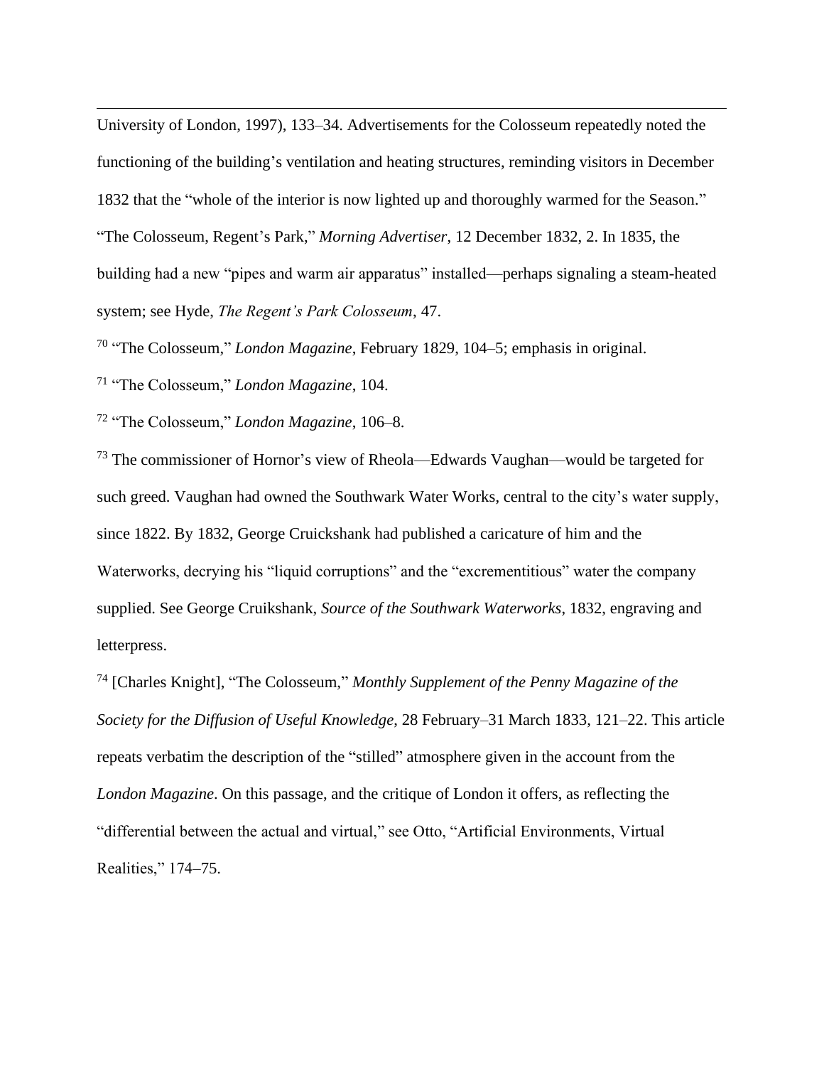University of London, 1997), 133–34. Advertisements for the Colosseum repeatedly noted the functioning of the building's ventilation and heating structures, reminding visitors in December 1832 that the "whole of the interior is now lighted up and thoroughly warmed for the Season." "The Colosseum, Regent's Park," *Morning Advertiser*, 12 December 1832, 2. In 1835, the building had a new "pipes and warm air apparatus" installed—perhaps signaling a steam-heated system; see Hyde, *The Regent's Park Colosseum*, 47.

[70] "The Colosseum," *London Magazine*, February 1829, 104–5; emphasis in original.

[71] "The Colosseum," *London Magazine*, 104.

[72] "The Colosseum," *London Magazine*, 106–8.

[73] The commissioner of Hornor's view of Rheola—Edwards Vaughan—would be targeted for such greed. Vaughan had owned the Southwark Water Works, central to the city's water supply, since 1822. By 1832, George Cruickshank had published a caricature of him and the Waterworks, decrying his "liquid corruptions" and the "excrementitious" water the company supplied. See George Cruikshank, *Source of the Southwark Waterworks*, 1832, engraving and letterpress.

[74] [Charles Knight], "The Colosseum," *Monthly Supplement of the Penny Magazine of the Society for the Diffusion of Useful Knowledge*, 28 February–31 March 1833, 121–22. This article repeats verbatim the description of the "stilled" atmosphere given in the account from the *London Magazine*. On this passage, and the critique of London it offers, as reflecting the "differential between the actual and virtual," see Otto, "Artificial Environments, Virtual Realities," 174–75.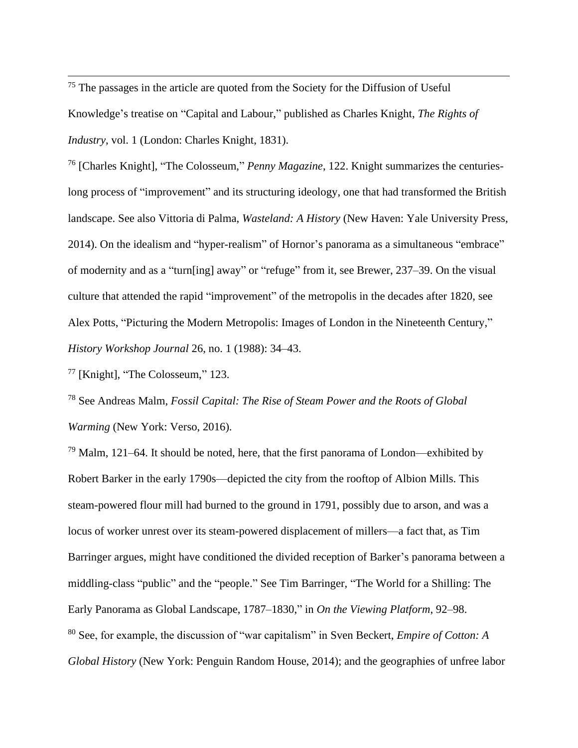[75] The passages in the article are quoted from the Society for the Diffusion of Useful Knowledge's treatise on "Capital and Labour," published as Charles Knight, *The Rights of Industry*, vol. 1 (London: Charles Knight, 1831).

[76] [Charles Knight], "The Colosseum," *Penny Magazine*, 122. Knight summarizes the centuries-long process of "improvement" and its structuring ideology, one that had transformed the British landscape. See also Vittoria di Palma, *Wasteland: A History* (New Haven: Yale University Press, 2014). On the idealism and "hyper-realism" of Hornor's panorama as a simultaneous "embrace" of modernity and as a "turn[ing] away" or "refuge" from it, see Brewer, 237–39. On the visual culture that attended the rapid "improvement" of the metropolis in the decades after 1820, see Alex Potts, "Picturing the Modern Metropolis: Images of London in the Nineteenth Century," *History Workshop Journal* 26, no. 1 (1988): 34–43.

[77] [Knight], "The Colosseum," 123.

[78] See Andreas Malm, *Fossil Capital: The Rise of Steam Power and the Roots of Global Warming* (New York: Verso, 2016).

[79] Malm, 121–64. It should be noted, here, that the first panorama of London—exhibited by Robert Barker in the early 1790s—depicted the city from the rooftop of Albion Mills. This steam-powered flour mill had burned to the ground in 1791, possibly due to arson, and was a locus of worker unrest over its steam-powered displacement of millers—a fact that, as Tim Barringer argues, might have conditioned the divided reception of Barker's panorama between a middling-class "public" and the "people." See Tim Barringer, "The World for a Shilling: The Early Panorama as Global Landscape, 1787–1830," in *On the Viewing Platform*, 92–98.

[80] See, for example, the discussion of "war capitalism" in Sven Beckert, *Empire of Cotton: A Global History* (New York: Penguin Random House, 2014); and the geographies of unfree labor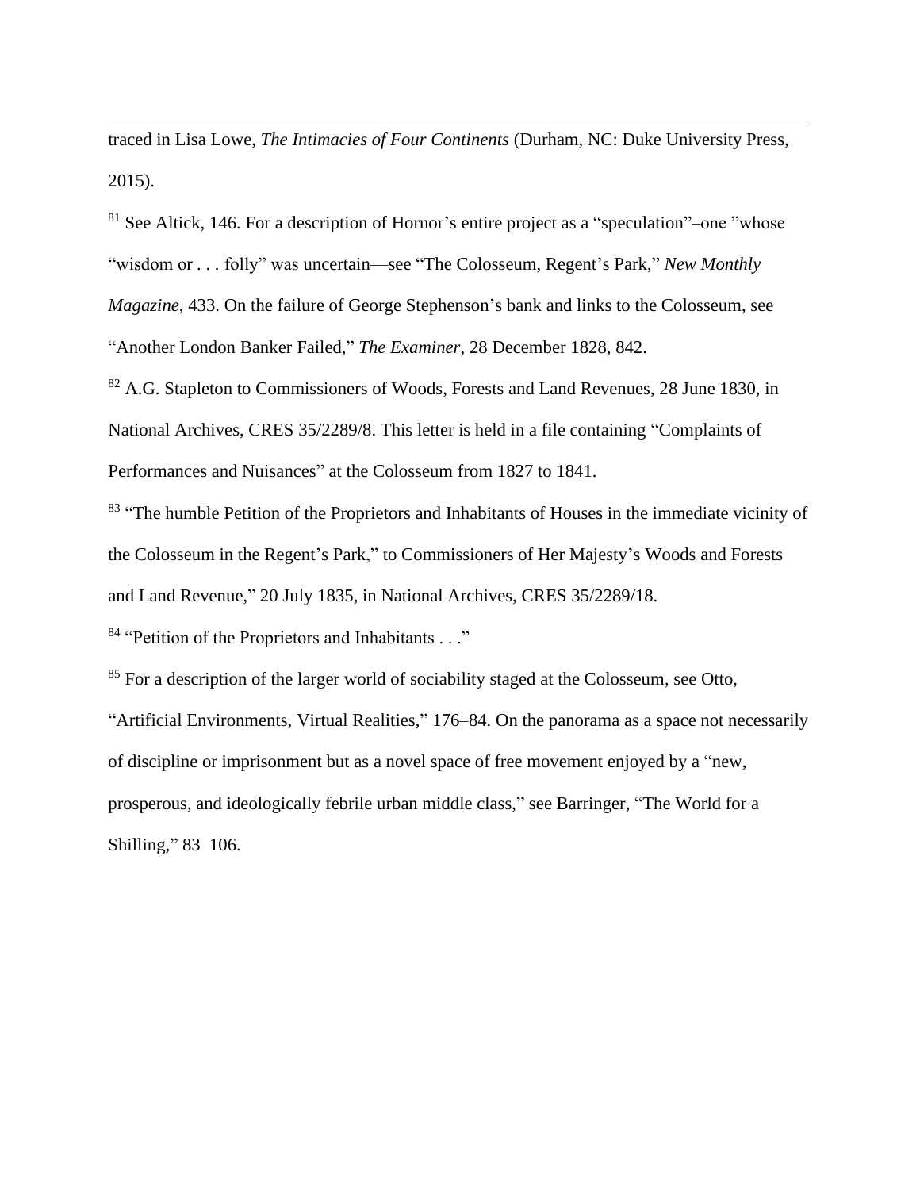traced in Lisa Lowe, *The Intimacies of Four Continents* (Durham, NC: Duke University Press, 2015).

[81] See Altick, 146. For a description of Hornor's entire project as a "speculation"–one "whose "wisdom or . . . folly" was uncertain—see "The Colosseum, Regent's Park," *New Monthly Magazine*, 433. On the failure of George Stephenson's bank and links to the Colosseum, see "Another London Banker Failed," *The Examiner*, 28 December 1828, 842.

[82] A.G. Stapleton to Commissioners of Woods, Forests and Land Revenues, 28 June 1830, in National Archives, CRES 35/2289/8. This letter is held in a file containing "Complaints of Performances and Nuisances" at the Colosseum from 1827 to 1841.

[83] "The humble Petition of the Proprietors and Inhabitants of Houses in the immediate vicinity of the Colosseum in the Regent's Park," to Commissioners of Her Majesty's Woods and Forests and Land Revenue," 20 July 1835, in National Archives, CRES 35/2289/18.

[84] "Petition of the Proprietors and Inhabitants . . ."

[85] For a description of the larger world of sociability staged at the Colosseum, see Otto, "Artificial Environments, Virtual Realities," 176–84. On the panorama as a space not necessarily of discipline or imprisonment but as a novel space of free movement enjoyed by a "new, prosperous, and ideologically febrile urban middle class," see Barringer, "The World for a Shilling," 83–106.